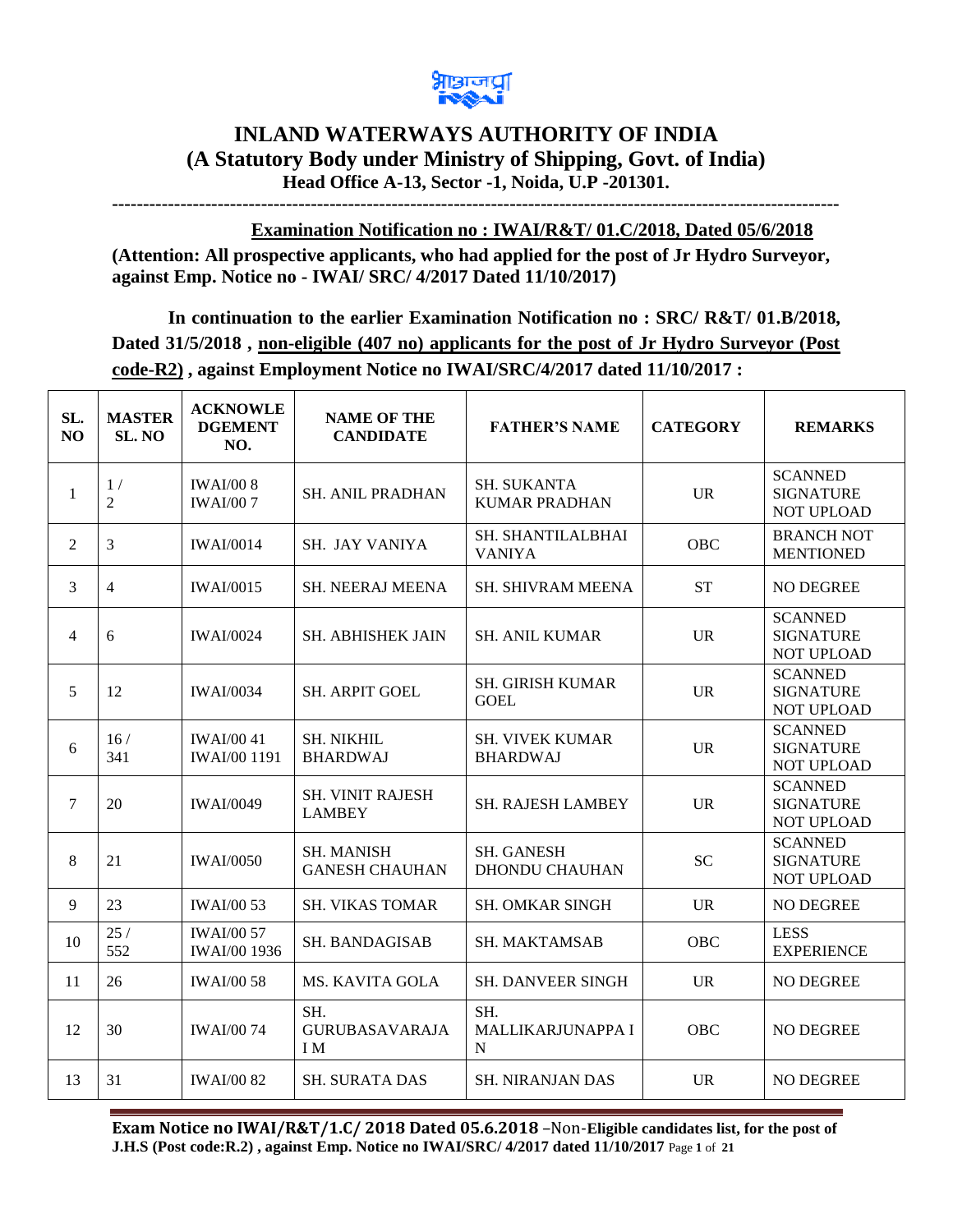# INLAND WATERWAYS AUTHORITY OF INDIA
## (A Statutory Body under Ministry of Shipping, Govt. of India)
### Head Office A-13, Sector -1, Noida, U.P -201301.

---

**Examination Notification no : IWAI/R&T/ 01.C/2018, Dated 05/6/2018**

**(Attention: All prospective applicants, who had applied for the post of Jr Hydro Surveyor, against Emp. Notice no - IWAI/ SRC/ 4/2017 Dated 11/10/2017)**

**In continuation to the earlier Examination Notification no : SRC/ R&T/ 01.B/2018, Dated 31/5/2018 , non-eligible (407 no) applicants for the post of Jr Hydro Surveyor (Post code-R2) , against Employment Notice no IWAI/SRC/4/2017 dated 11/10/2017 :**

| SL. NO | MASTER SL. NO | ACKNOWLEDGEMENT NO. | NAME OF THE CANDIDATE | FATHER'S NAME | CATEGORY | REMARKS |
|---|---|---|---|---|---|---|
| 1 | 1 / 2 | IWAI/00 8 IWAI/00 7 | SH. ANIL PRADHAN | SH. SUKANTA KUMAR PRADHAN | UR | SCANNED SIGNATURE NOT UPLOAD |
| 2 | 3 | IWAI/0014 | SH. JAY VANIYA | SH. SHANTILALBHAI VANIYA | OBC | BRANCH NOT MENTIONED |
| 3 | 4 | IWAI/0015 | SH. NEERAJ MEENA | SH. SHIVRAM MEENA | ST | NO DEGREE |
| 4 | 6 | IWAI/0024 | SH. ABHISHEK JAIN | SH. ANIL KUMAR | UR | SCANNED SIGNATURE NOT UPLOAD |
| 5 | 12 | IWAI/0034 | SH. ARPIT GOEL | SH. GIRISH KUMAR GOEL | UR | SCANNED SIGNATURE NOT UPLOAD |
| 6 | 16 / 341 | IWAI/00 41 IWAI/00 1191 | SH. NIKHIL BHARDWAJ | SH. VIVEK KUMAR BHARDWAJ | UR | SCANNED SIGNATURE NOT UPLOAD |
| 7 | 20 | IWAI/0049 | SH. VINIT RAJESH LAMBEY | SH. RAJESH LAMBEY | UR | SCANNED SIGNATURE NOT UPLOAD |
| 8 | 21 | IWAI/0050 | SH. MANISH GANESH CHAUHAN | SH. GANESH DHONDU CHAUHAN | SC | SCANNED SIGNATURE NOT UPLOAD |
| 9 | 23 | IWAI/00 53 | SH. VIKAS TOMAR | SH. OMKAR SINGH | UR | NO DEGREE |
| 10 | 25 / 552 | IWAI/00 57 IWAI/00 1936 | SH. BANDAGISAB | SH. MAKTAMSAB | OBC | LESS EXPERIENCE |
| 11 | 26 | IWAI/00 58 | MS. KAVITA GOLA | SH. DANVEER SINGH | UR | NO DEGREE |
| 12 | 30 | IWAI/00 74 | SH. GURUBASAVARAJA I M | SH. MALLIKARJUNAPPA I N | OBC | NO DEGREE |
| 13 | 31 | IWAI/00 82 | SH. SURATA DAS | SH. NIRANJAN DAS | UR | NO DEGREE |

**Exam Notice no IWAI/R&T/1.C/ 2018 Dated 05.6.2018** –Non-**Eligible candidates list, for the post of J.H.S (Post code:R.2) , against Emp. Notice no IWAI/SRC/ 4/2017 dated 11/10/2017**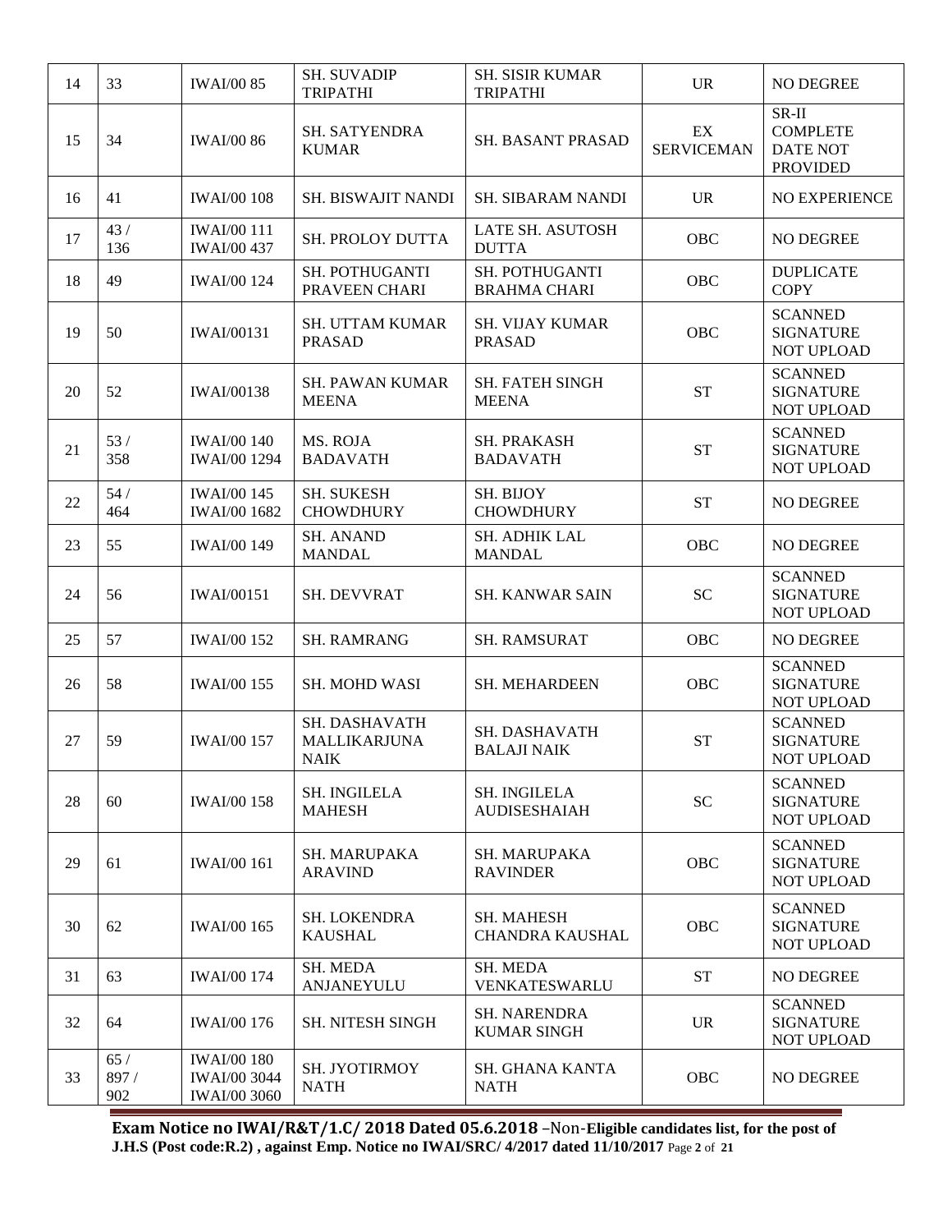| | | | | | | |
|---|---|---|---|---|---|---|
| 14 | 33 | IWAI/00 85 | SH. SUVADIP TRIPATHI | SH. SISIR KUMAR TRIPATHI | UR | NO DEGREE |
| 15 | 34 | IWAI/00 86 | SH. SATYENDRA KUMAR | SH. BASANT PRASAD | EX SERVICEMAN | SR-II COMPLETE DATE NOT PROVIDED |
| 16 | 41 | IWAI/00 108 | SH. BISWAJIT NANDI | SH. SIBARAM NANDI | UR | NO EXPERIENCE |
| 17 | 43 / 136 | IWAI/00 111 IWAI/00 437 | SH. PROLOY DUTTA | LATE SH. ASUTOSH DUTTA | OBC | NO DEGREE |
| 18 | 49 | IWAI/00 124 | SH. POTHUGANTI PRAVEEN CHARI | SH. POTHUGANTI BRAHMA CHARI | OBC | DUPLICATE COPY |
| 19 | 50 | IWAI/00131 | SH. UTTAM KUMAR PRASAD | SH. VIJAY KUMAR PRASAD | OBC | SCANNED SIGNATURE NOT UPLOAD |
| 20 | 52 | IWAI/00138 | SH. PAWAN KUMAR MEENA | SH. FATEH SINGH MEENA | ST | SCANNED SIGNATURE NOT UPLOAD |
| 21 | 53 / 358 | IWAI/00 140 IWAI/00 1294 | MS. ROJA BADAVATH | SH. PRAKASH BADAVATH | ST | SCANNED SIGNATURE NOT UPLOAD |
| 22 | 54 / 464 | IWAI/00 145 IWAI/00 1682 | SH. SUKESH CHOWDHURY | SH. BIJOY CHOWDHURY | ST | NO DEGREE |
| 23 | 55 | IWAI/00 149 | SH. ANAND MANDAL | SH. ADHIK LAL MANDAL | OBC | NO DEGREE |
| 24 | 56 | IWAI/00151 | SH. DEVVRAT | SH. KANWAR SAIN | SC | SCANNED SIGNATURE NOT UPLOAD |
| 25 | 57 | IWAI/00 152 | SH. RAMRANG | SH. RAMSURAT | OBC | NO DEGREE |
| 26 | 58 | IWAI/00 155 | SH. MOHD WASI | SH. MEHARDEEN | OBC | SCANNED SIGNATURE NOT UPLOAD |
| 27 | 59 | IWAI/00 157 | SH. DASHAVATH MALLIKARJUNA NAIK | SH. DASHAVATH BALAJI NAIK | ST | SCANNED SIGNATURE NOT UPLOAD |
| 28 | 60 | IWAI/00 158 | SH. INGILELA MAHESH | SH. INGILELA AUDISESHAIAH | SC | SCANNED SIGNATURE NOT UPLOAD |
| 29 | 61 | IWAI/00 161 | SH. MARUPAKA ARAVIND | SH. MARUPAKA RAVINDER | OBC | SCANNED SIGNATURE NOT UPLOAD |
| 30 | 62 | IWAI/00 165 | SH. LOKENDRA KAUSHAL | SH. MAHESH CHANDRA KAUSHAL | OBC | SCANNED SIGNATURE NOT UPLOAD |
| 31 | 63 | IWAI/00 174 | SH. MEDA ANJANEYULU | SH. MEDA VENKATESWARLU | ST | NO DEGREE |
| 32 | 64 | IWAI/00 176 | SH. NITESH SINGH | SH. NARENDRA KUMAR SINGH | UR | SCANNED SIGNATURE NOT UPLOAD |
| 33 | 65 / 897 / 902 | IWAI/00 180 IWAI/00 3044 IWAI/00 3060 | SH. JYOTIRMOY NATH | SH. GHANA KANTA NATH | OBC | NO DEGREE |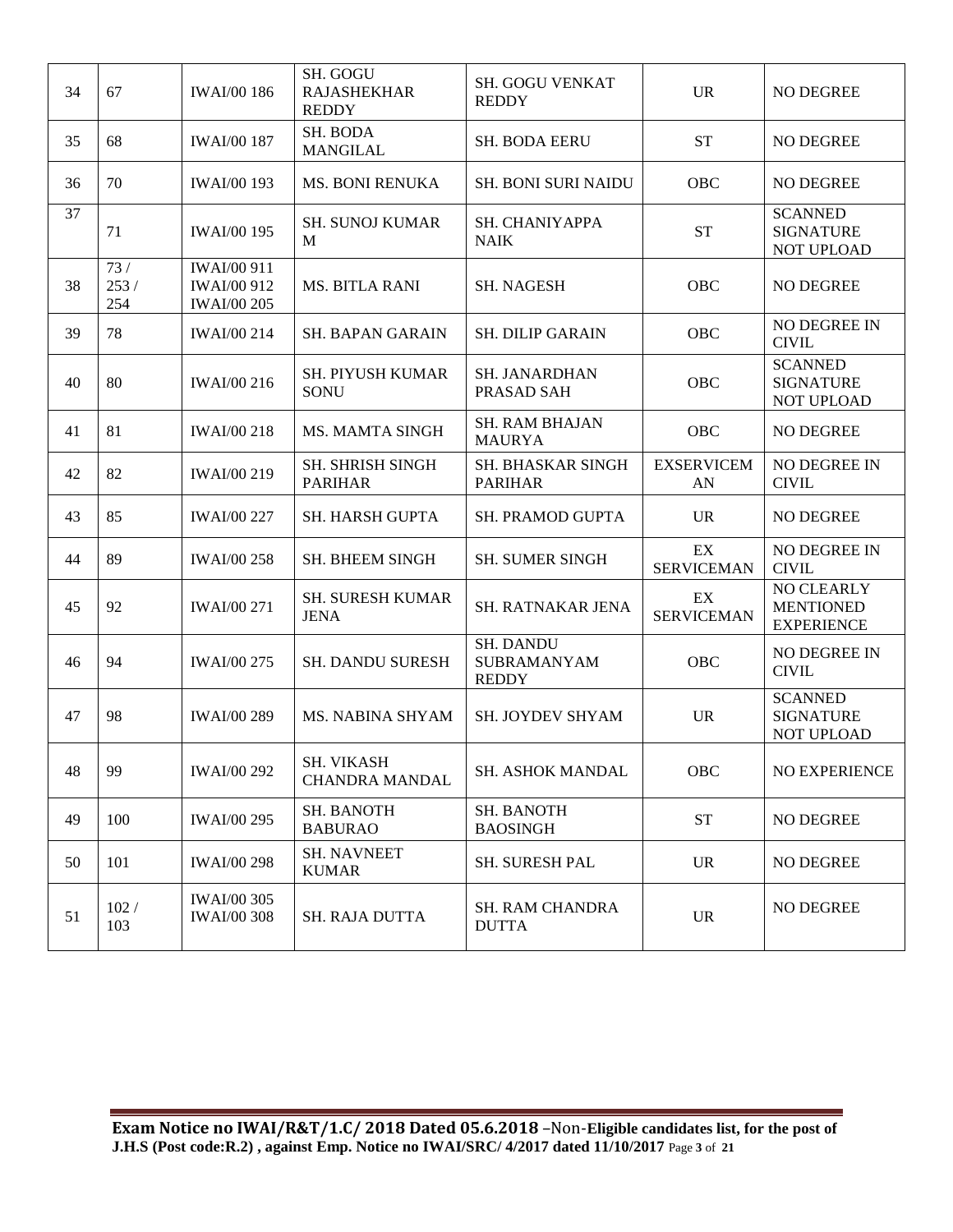| 34 | 67 | IWAI/00 186 | SH. GOGU RAJASHEKHAR REDDY | SH. GOGU VENKAT REDDY | UR | NO DEGREE |
|---|---|---|---|---|---|---|
| 35 | 68 | IWAI/00 187 | SH. BODA MANGILAL | SH. BODA EERU | ST | NO DEGREE |
| 36 | 70 | IWAI/00 193 | MS. BONI RENUKA | SH. BONI SURI NAIDU | OBC | NO DEGREE |
| 37 | 71 | IWAI/00 195 | SH. SUNOJ KUMAR M | SH. CHANIYAPPA NAIK | ST | SCANNED SIGNATURE NOT UPLOAD |
| 38 | 73 / 253 / 254 | IWAI/00 911 IWAI/00 912 IWAI/00 205 | MS. BITLA RANI | SH. NAGESH | OBC | NO DEGREE |
| 39 | 78 | IWAI/00 214 | SH. BAPAN GARAIN | SH. DILIP GARAIN | OBC | NO DEGREE IN CIVIL |
| 40 | 80 | IWAI/00 216 | SH. PIYUSH KUMAR SONU | SH. JANARDHAN PRASAD SAH | OBC | SCANNED SIGNATURE NOT UPLOAD |
| 41 | 81 | IWAI/00 218 | MS. MAMTA SINGH | SH. RAM BHAJAN MAURYA | OBC | NO DEGREE |
| 42 | 82 | IWAI/00 219 | SH. SHRISH SINGH PARIHAR | SH. BHASKAR SINGH PARIHAR | EXSERVICEMAN | NO DEGREE IN CIVIL |
| 43 | 85 | IWAI/00 227 | SH. HARSH GUPTA | SH. PRAMOD GUPTA | UR | NO DEGREE |
| 44 | 89 | IWAI/00 258 | SH. BHEEM SINGH | SH. SUMER SINGH | EX SERVICEMAN | NO DEGREE IN CIVIL |
| 45 | 92 | IWAI/00 271 | SH. SURESH KUMAR JENA | SH. RATNAKAR JENA | EX SERVICEMAN | NO CLEARLY MENTIONED EXPERIENCE |
| 46 | 94 | IWAI/00 275 | SH. DANDU SURESH | SH. DANDU SUBRAMANYAM REDDY | OBC | NO DEGREE IN CIVIL |
| 47 | 98 | IWAI/00 289 | MS. NABINA SHYAM | SH. JOYDEV SHYAM | UR | SCANNED SIGNATURE NOT UPLOAD |
| 48 | 99 | IWAI/00 292 | SH. VIKASH CHANDRA MANDAL | SH. ASHOK MANDAL | OBC | NO EXPERIENCE |
| 49 | 100 | IWAI/00 295 | SH. BANOTH BABURAO | SH. BANOTH BAOSINGH | ST | NO DEGREE |
| 50 | 101 | IWAI/00 298 | SH. NAVNEET KUMAR | SH. SURESH PAL | UR | NO DEGREE |
| 51 | 102 / 103 | IWAI/00 305 IWAI/00 308 | SH. RAJA DUTTA | SH. RAM CHANDRA DUTTA | UR | NO DEGREE |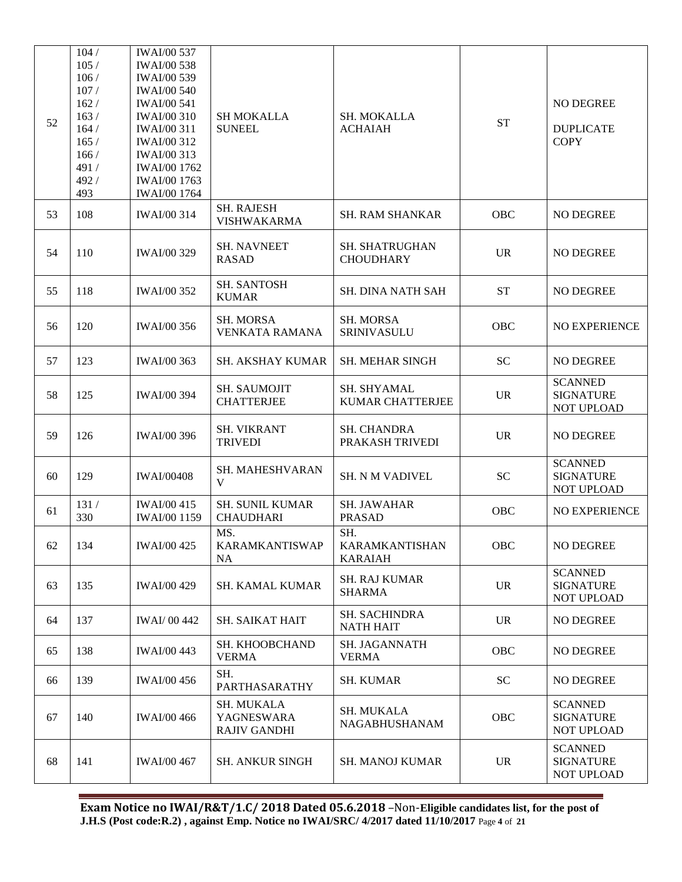| | | | | | | |
|---|---|---|---|---|---|---|
| 52 | 104 / 105 / 106 / 107 / 162 / 163 / 164 / 165 / 166 / 491 / 492 / 493 | IWAI/00 537 IWAI/00 538 IWAI/00 539 IWAI/00 540 IWAI/00 541 IWAI/00 310 IWAI/00 311 IWAI/00 312 IWAI/00 313 IWAI/00 1762 IWAI/00 1763 IWAI/00 1764 | SH MOKALLA SUNEEL | SH. MOKALLA ACHAIAH | ST | NO DEGREE DUPLICATE COPY |
| 53 | 108 | IWAI/00 314 | SH. RAJESH VISHWAKARMA | SH. RAM SHANKAR | OBC | NO DEGREE |
| 54 | 110 | IWAI/00 329 | SH. NAVNEET RASAD | SH. SHATRUGHAN CHOUDHARY | UR | NO DEGREE |
| 55 | 118 | IWAI/00 352 | SH. SANTOSH KUMAR | SH. DINA NATH SAH | ST | NO DEGREE |
| 56 | 120 | IWAI/00 356 | SH. MORSA VENKATA RAMANA | SH. MORSA SRINIVASULU | OBC | NO EXPERIENCE |
| 57 | 123 | IWAI/00 363 | SH. AKSHAY KUMAR | SH. MEHAR SINGH | SC | NO DEGREE |
| 58 | 125 | IWAI/00 394 | SH. SAUMOJIT CHATTERJEE | SH. SHYAMAL KUMAR CHATTERJEE | UR | SCANNED SIGNATURE NOT UPLOAD |
| 59 | 126 | IWAI/00 396 | SH. VIKRANT TRIVEDI | SH. CHANDRA PRAKASH TRIVEDI | UR | NO DEGREE |
| 60 | 129 | IWAI/00408 | SH. MAHESHVARAN V | SH. N M VADIVEL | SC | SCANNED SIGNATURE NOT UPLOAD |
| 61 | 131 / 330 | IWAI/00 415 IWAI/00 1159 | SH. SUNIL KUMAR CHAUDHARI | SH. JAWAHAR PRASAD | OBC | NO EXPERIENCE |
| 62 | 134 | IWAI/00 425 | MS. KARAMKANTISWAPNA | SH. KARAMKANTISHANKARAIAH | OBC | NO DEGREE |
| 63 | 135 | IWAI/00 429 | SH. KAMAL KUMAR | SH. RAJ KUMAR SHARMA | UR | SCANNED SIGNATURE NOT UPLOAD |
| 64 | 137 | IWAI/ 00 442 | SH. SAIKAT HAIT | SH. SACHINDRA NATH HAIT | UR | NO DEGREE |
| 65 | 138 | IWAI/00 443 | SH. KHOOBCHAND VERMA | SH. JAGANNATH VERMA | OBC | NO DEGREE |
| 66 | 139 | IWAI/00 456 | SH. PARTHASARATHY | SH. KUMAR | SC | NO DEGREE |
| 67 | 140 | IWAI/00 466 | SH. MUKALA YAGNESWARA RAJIV GANDHI | SH. MUKALA NAGABHUSHANAM | OBC | SCANNED SIGNATURE NOT UPLOAD |
| 68 | 141 | IWAI/00 467 | SH. ANKUR SINGH | SH. MANOJ KUMAR | UR | SCANNED SIGNATURE NOT UPLOAD |

**Exam Notice no IWAI/R&T/1.C/ 2018 Dated 05.6.2018** –Non-**Eligible candidates list, for the post of J.H.S (Post code:R.2) , against Emp. Notice no IWAI/SRC/ 4/2017 dated 11/10/2017**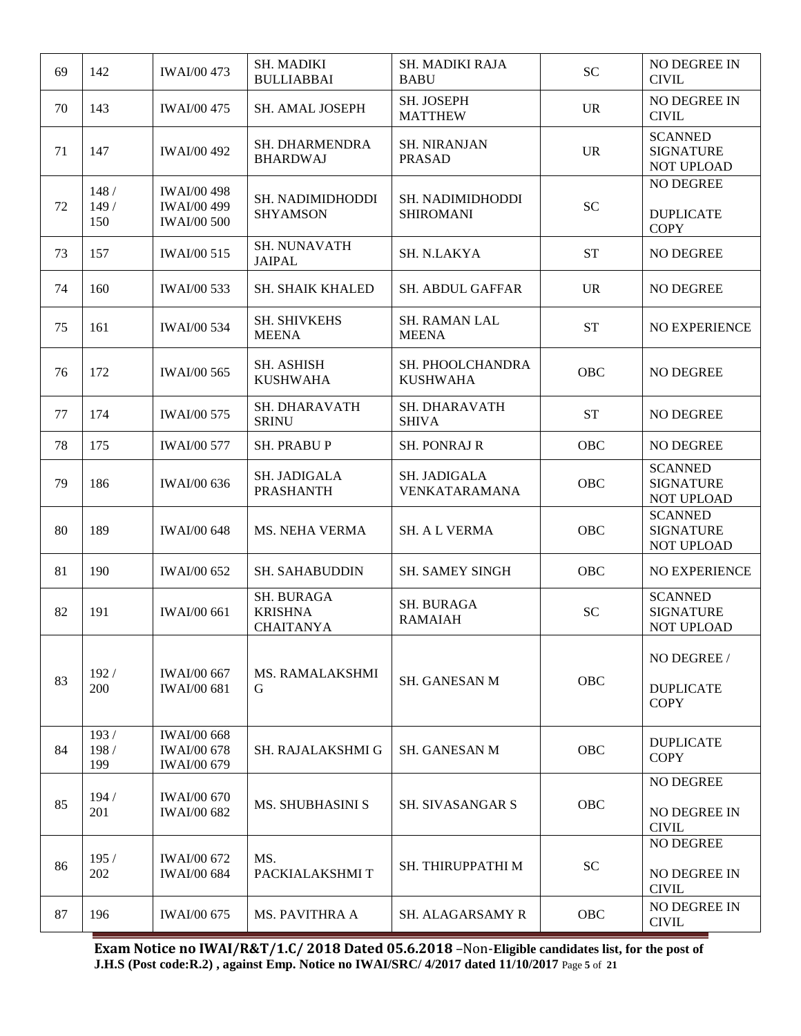| 69 | 142 | IWAI/00 473 | SH. MADIKI BULLIABBAI | SH. MADIKI RAJA BABU | SC | NO DEGREE IN CIVIL |
|---|---|---|---|---|---|---|
| 70 | 143 | IWAI/00 475 | SH. AMAL JOSEPH | SH. JOSEPH MATTHEW | UR | NO DEGREE IN CIVIL |
| 71 | 147 | IWAI/00 492 | SH. DHARMENDRA BHARDWAJ | SH. NIRANJAN PRASAD | UR | SCANNED SIGNATURE NOT UPLOAD |
| 72 | 148 / 149 / 150 | IWAI/00 498 IWAI/00 499 IWAI/00 500 | SH. NADIMIDHODDI SHYAMSON | SH. NADIMIDHODDI SHIROMANI | SC | NO DEGREE DUPLICATE COPY |
| 73 | 157 | IWAI/00 515 | SH. NUNAVATH JAIPAL | SH. N.LAKYA | ST | NO DEGREE |
| 74 | 160 | IWAI/00 533 | SH. SHAIK KHALED | SH. ABDUL GAFFAR | UR | NO DEGREE |
| 75 | 161 | IWAI/00 534 | SH. SHIVKEHS MEENA | SH. RAMAN LAL MEENA | ST | NO EXPERIENCE |
| 76 | 172 | IWAI/00 565 | SH. ASHISH KUSHWAHA | SH. PHOOLCHANDRA KUSHWAHA | OBC | NO DEGREE |
| 77 | 174 | IWAI/00 575 | SH. DHARAVATH SRINU | SH. DHARAVATH SHIVA | ST | NO DEGREE |
| 78 | 175 | IWAI/00 577 | SH. PRABU P | SH. PONRAJ R | OBC | NO DEGREE |
| 79 | 186 | IWAI/00 636 | SH. JADIGALA PRASHANTH | SH. JADIGALA VENKATARAMANA | OBC | SCANNED SIGNATURE NOT UPLOAD |
| 80 | 189 | IWAI/00 648 | MS. NEHA VERMA | SH. A L VERMA | OBC | SCANNED SIGNATURE NOT UPLOAD |
| 81 | 190 | IWAI/00 652 | SH. SAHABUDDIN | SH. SAMEY SINGH | OBC | NO EXPERIENCE |
| 82 | 191 | IWAI/00 661 | SH. BURAGA KRISHNA CHAITANYA | SH. BURAGA RAMAIAH | SC | SCANNED SIGNATURE NOT UPLOAD |
| 83 | 192 / 200 | IWAI/00 667 IWAI/00 681 | MS. RAMALAKSHMI G | SH. GANESAN M | OBC | NO DEGREE / DUPLICATE COPY |
| 84 | 193 / 198 / 199 | IWAI/00 668 IWAI/00 678 IWAI/00 679 | SH. RAJALAKSHMI G | SH. GANESAN M | OBC | DUPLICATE COPY |
| 85 | 194 / 201 | IWAI/00 670 IWAI/00 682 | MS. SHUBHASINI S | SH. SIVASANGAR S | OBC | NO DEGREE NO DEGREE IN CIVIL |
| 86 | 195 / 202 | IWAI/00 672 IWAI/00 684 | MS. PACKIALAKSHMI T | SH. THIRUPPATHI M | SC | NO DEGREE NO DEGREE IN CIVIL |
| 87 | 196 | IWAI/00 675 | MS. PAVITHRA A | SH. ALAGARSAMY R | OBC | NO DEGREE IN CIVIL |

**Exam Notice no IWAI/R&T/1.C/ 2018 Dated 05.6.2018** –Non-**Eligible candidates list, for the post of J.H.S (Post code:R.2) , against Emp. Notice no IWAI/SRC/ 4/2017 dated 11/10/2017**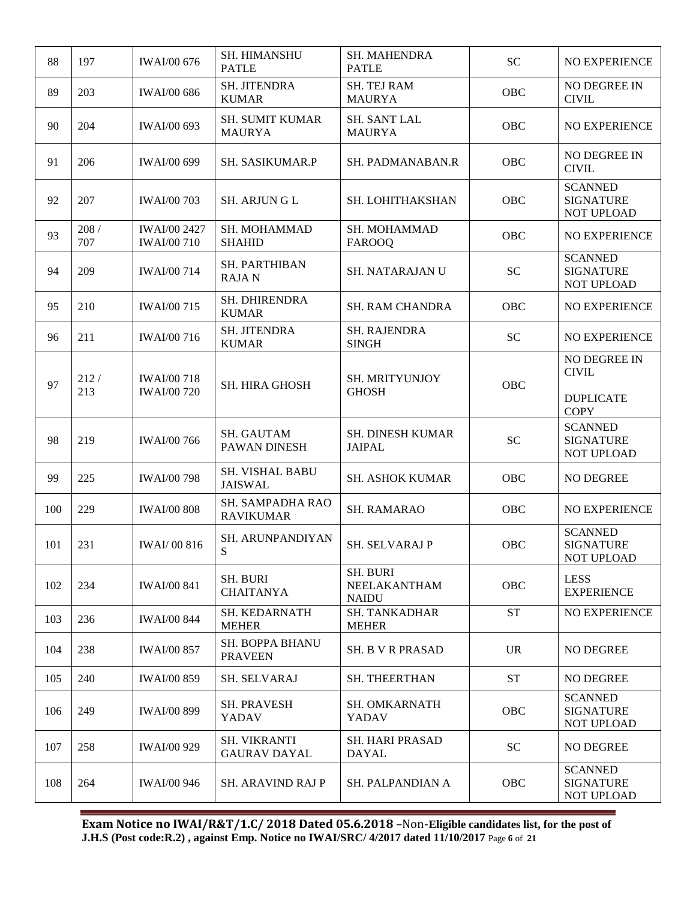| 88 | 197 | IWAI/00 676 | SH. HIMANSHU PATLE | SH. MAHENDRA PATLE | SC | NO EXPERIENCE |
|---|---|---|---|---|---|---|
| 89 | 203 | IWAI/00 686 | SH. JITENDRA KUMAR | SH. TEJ RAM MAURYA | OBC | NO DEGREE IN CIVIL |
| 90 | 204 | IWAI/00 693 | SH. SUMIT KUMAR MAURYA | SH. SANT LAL MAURYA | OBC | NO EXPERIENCE |
| 91 | 206 | IWAI/00 699 | SH. SASIKUMAR.P | SH. PADMANABAN.R | OBC | NO DEGREE IN CIVIL |
| 92 | 207 | IWAI/00 703 | SH. ARJUN G L | SH. LOHITHAKSHAN | OBC | SCANNED SIGNATURE NOT UPLOAD |
| 93 | 208 / 707 | IWAI/00 2427 IWAI/00 710 | SH. MOHAMMAD SHAHID | SH. MOHAMMAD FAROOQ | OBC | NO EXPERIENCE |
| 94 | 209 | IWAI/00 714 | SH. PARTHIBAN RAJA N | SH. NATARAJAN U | SC | SCANNED SIGNATURE NOT UPLOAD |
| 95 | 210 | IWAI/00 715 | SH. DHIRENDRA KUMAR | SH. RAM CHANDRA | OBC | NO EXPERIENCE |
| 96 | 211 | IWAI/00 716 | SH. JITENDRA KUMAR | SH. RAJENDRA SINGH | SC | NO EXPERIENCE |
| 97 | 212 / 213 | IWAI/00 718 IWAI/00 720 | SH. HIRA GHOSH | SH. MRITYUNJOY GHOSH | OBC | NO DEGREE IN CIVIL DUPLICATE COPY |
| 98 | 219 | IWAI/00 766 | SH. GAUTAM PAWAN DINESH | SH. DINESH KUMAR JAIPAL | SC | SCANNED SIGNATURE NOT UPLOAD |
| 99 | 225 | IWAI/00 798 | SH. VISHAL BABU JAISWAL | SH. ASHOK KUMAR | OBC | NO DEGREE |
| 100 | 229 | IWAI/00 808 | SH. SAMPADHA RAO RAVIKUMAR | SH. RAMARAO | OBC | NO EXPERIENCE |
| 101 | 231 | IWAI/ 00 816 | SH. ARUNPANDIYAN S | SH. SELVARAJ P | OBC | SCANNED SIGNATURE NOT UPLOAD |
| 102 | 234 | IWAI/00 841 | SH. BURI CHAITANYA | SH. BURI NEELAKANTHAM NAIDU | OBC | LESS EXPERIENCE |
| 103 | 236 | IWAI/00 844 | SH. KEDARNATH MEHER | SH. TANKADHAR MEHER | ST | NO EXPERIENCE |
| 104 | 238 | IWAI/00 857 | SH. BOPPA BHANU PRAVEEN | SH. B V R PRASAD | UR | NO DEGREE |
| 105 | 240 | IWAI/00 859 | SH. SELVARAJ | SH. THEERTHAN | ST | NO DEGREE |
| 106 | 249 | IWAI/00 899 | SH. PRAVESH YADAV | SH. OMKARNATH YADAV | OBC | SCANNED SIGNATURE NOT UPLOAD |
| 107 | 258 | IWAI/00 929 | SH. VIKRANTI GAURAV DAYAL | SH. HARI PRASAD DAYAL | SC | NO DEGREE |
| 108 | 264 | IWAI/00 946 | SH. ARAVIND RAJ P | SH. PALPANDIAN A | OBC | SCANNED SIGNATURE NOT UPLOAD |

**Exam Notice no IWAI/R&T/1.C/ 2018 Dated 05.6.2018** –Non-**Eligible candidates list, for the post of J.H.S (Post code:R.2) , against Emp. Notice no IWAI/SRC/ 4/2017 dated 11/10/2017**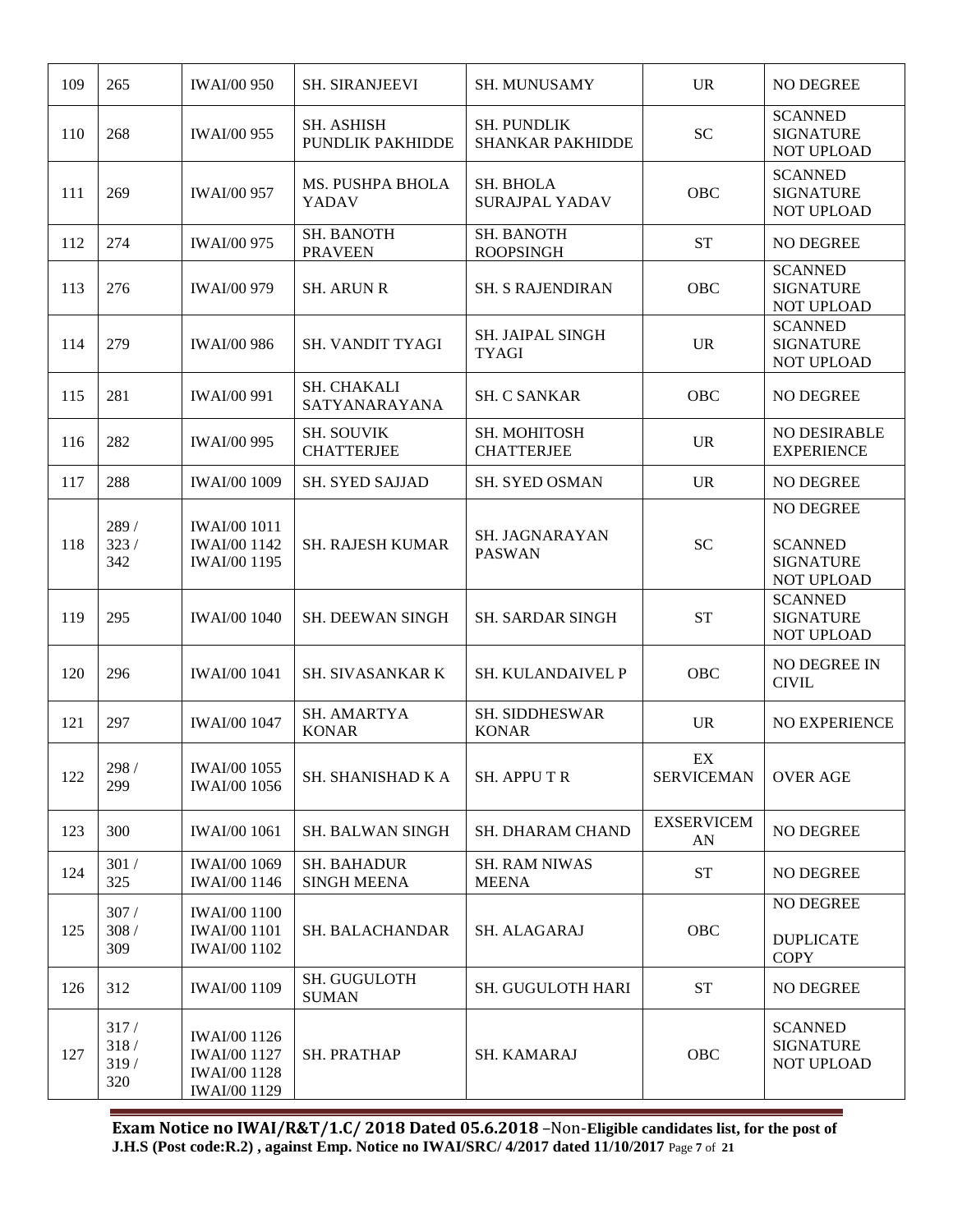| 109 | 265 | IWAI/00 950 | SH. SIRANJEEVI | SH. MUNUSAMY | UR | NO DEGREE |
|---|---|---|---|---|---|---|
| 110 | 268 | IWAI/00 955 | SH. ASHISH PUNDLIK PAKHIDDE | SH. PUNDLIK SHANKAR PAKHIDDE | SC | SCANNED SIGNATURE NOT UPLOAD |
| 111 | 269 | IWAI/00 957 | MS. PUSHPA BHOLA YADAV | SH. BHOLA SURAJPAL YADAV | OBC | SCANNED SIGNATURE NOT UPLOAD |
| 112 | 274 | IWAI/00 975 | SH. BANOTH PRAVEEN | SH. BANOTH ROOPSINGH | ST | NO DEGREE |
| 113 | 276 | IWAI/00 979 | SH. ARUN R | SH. S RAJENDIRAN | OBC | SCANNED SIGNATURE NOT UPLOAD |
| 114 | 279 | IWAI/00 986 | SH. VANDIT TYAGI | SH. JAIPAL SINGH TYAGI | UR | SCANNED SIGNATURE NOT UPLOAD |
| 115 | 281 | IWAI/00 991 | SH. CHAKALI SATYANARAYANA | SH. C SANKAR | OBC | NO DEGREE |
| 116 | 282 | IWAI/00 995 | SH. SOUVIK CHATTERJEE | SH. MOHITOSH CHATTERJEE | UR | NO DESIRABLE EXPERIENCE |
| 117 | 288 | IWAI/00 1009 | SH. SYED SAJJAD | SH. SYED OSMAN | UR | NO DEGREE |
| 118 | 289 / 323 / 342 | IWAI/00 1011 IWAI/00 1142 IWAI/00 1195 | SH. RAJESH KUMAR | SH. JAGNARAYAN PASWAN | SC | NO DEGREE<br><br>SCANNED SIGNATURE NOT UPLOAD |
| 119 | 295 | IWAI/00 1040 | SH. DEEWAN SINGH | SH. SARDAR SINGH | ST | SCANNED SIGNATURE NOT UPLOAD |
| 120 | 296 | IWAI/00 1041 | SH. SIVASANKAR K | SH. KULANDAIVEL P | OBC | NO DEGREE IN CIVIL |
| 121 | 297 | IWAI/00 1047 | SH. AMARTYA KONAR | SH. SIDDHESWAR KONAR | UR | NO EXPERIENCE |
| 122 | 298 / 299 | IWAI/00 1055 IWAI/00 1056 | SH. SHANISHAD K A | SH. APPU T R | EX SERVICEMAN | OVER AGE |
| 123 | 300 | IWAI/00 1061 | SH. BALWAN SINGH | SH. DHARAM CHAND | EXSERVICEMAN | NO DEGREE |
| 124 | 301 / 325 | IWAI/00 1069 IWAI/00 1146 | SH. BAHADUR SINGH MEENA | SH. RAM NIWAS MEENA | ST | NO DEGREE |
| 125 | 307 / 308 / 309 | IWAI/00 1100 IWAI/00 1101 IWAI/00 1102 | SH. BALACHANDAR | SH. ALAGARAJ | OBC | NO DEGREE<br><br>DUPLICATE COPY |
| 126 | 312 | IWAI/00 1109 | SH. GUGULOTH SUMAN | SH. GUGULOTH HARI | ST | NO DEGREE |
| 127 | 317 / 318 / 319 / 320 | IWAI/00 1126 IWAI/00 1127 IWAI/00 1128 IWAI/00 1129 | SH. PRATHAP | SH. KAMARAJ | OBC | SCANNED SIGNATURE NOT UPLOAD |

**Exam Notice no IWAI/R&T/1.C/ 2018 Dated 05.6.2018** –Non-**Eligible candidates list, for the post of J.H.S (Post code:R.2) , against Emp. Notice no IWAI/SRC/ 4/2017 dated 11/10/2017**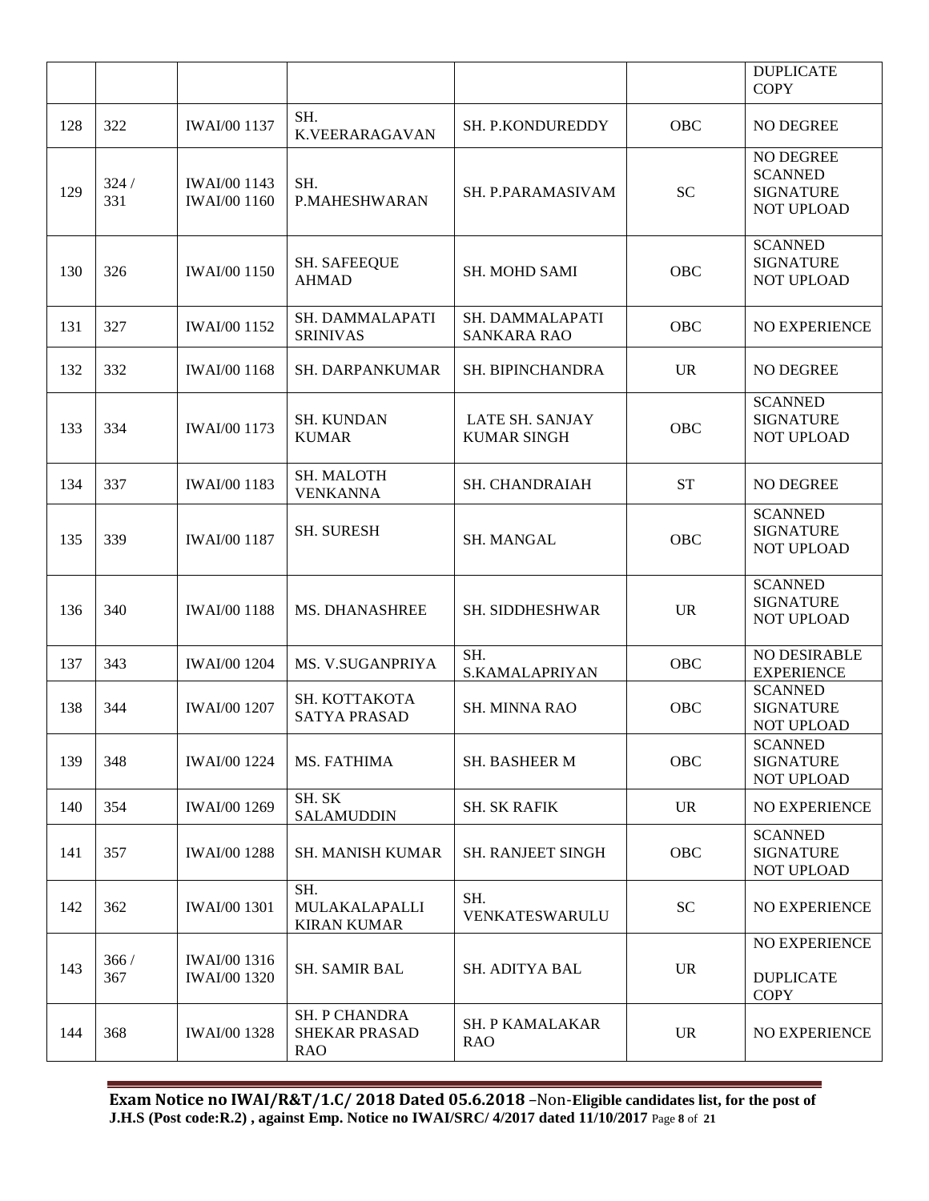| | | | | | | DUPLICATE COPY |
|---|---|---|---|---|---|---|
| 128 | 322 | IWAI/00 1137 | SH. K.VEERARAGAVAN | SH. P.KONDUREDDY | OBC | NO DEGREE |
| 129 | 324 / 331 | IWAI/00 1143 IWAI/00 1160 | SH. P.MAHESHWARAN | SH. P.PARAMASIVAM | SC | NO DEGREE SCANNED SIGNATURE NOT UPLOAD |
| 130 | 326 | IWAI/00 1150 | SH. SAFEEQUE AHMAD | SH. MOHD SAMI | OBC | SCANNED SIGNATURE NOT UPLOAD |
| 131 | 327 | IWAI/00 1152 | SH. DAMMALAPATI SRINIVAS | SH. DAMMALAPATI SANKARA RAO | OBC | NO EXPERIENCE |
| 132 | 332 | IWAI/00 1168 | SH. DARPANKUMAR | SH. BIPINCHANDRA | UR | NO DEGREE |
| 133 | 334 | IWAI/00 1173 | SH. KUNDAN KUMAR | LATE SH. SANJAY KUMAR SINGH | OBC | SCANNED SIGNATURE NOT UPLOAD |
| 134 | 337 | IWAI/00 1183 | SH. MALOTH VENKANNA | SH. CHANDRAIAH | ST | NO DEGREE |
| 135 | 339 | IWAI/00 1187 | SH. SURESH | SH. MANGAL | OBC | SCANNED SIGNATURE NOT UPLOAD |
| 136 | 340 | IWAI/00 1188 | MS. DHANASHREE | SH. SIDDHESHWAR | UR | SCANNED SIGNATURE NOT UPLOAD |
| 137 | 343 | IWAI/00 1204 | MS. V.SUGANPRIYA | SH. S.KAMALAPRIYAN | OBC | NO DESIRABLE EXPERIENCE |
| 138 | 344 | IWAI/00 1207 | SH. KOTTAKOTA SATYA PRASAD | SH. MINNA RAO | OBC | SCANNED SIGNATURE NOT UPLOAD |
| 139 | 348 | IWAI/00 1224 | MS. FATHIMA | SH. BASHEER M | OBC | SCANNED SIGNATURE NOT UPLOAD |
| 140 | 354 | IWAI/00 1269 | SH. SK SALAMUDDIN | SH. SK RAFIK | UR | NO EXPERIENCE |
| 141 | 357 | IWAI/00 1288 | SH. MANISH KUMAR | SH. RANJEET SINGH | OBC | SCANNED SIGNATURE NOT UPLOAD |
| 142 | 362 | IWAI/00 1301 | SH. MULAKALAPALLI KIRAN KUMAR | SH. VENKATESWARULU | SC | NO EXPERIENCE |
| 143 | 366 / 367 | IWAI/00 1316 IWAI/00 1320 | SH. SAMIR BAL | SH. ADITYA BAL | UR | NO EXPERIENCE DUPLICATE COPY |
| 144 | 368 | IWAI/00 1328 | SH. P CHANDRA SHEKAR PRASAD RAO | SH. P KAMALAKAR RAO | UR | NO EXPERIENCE |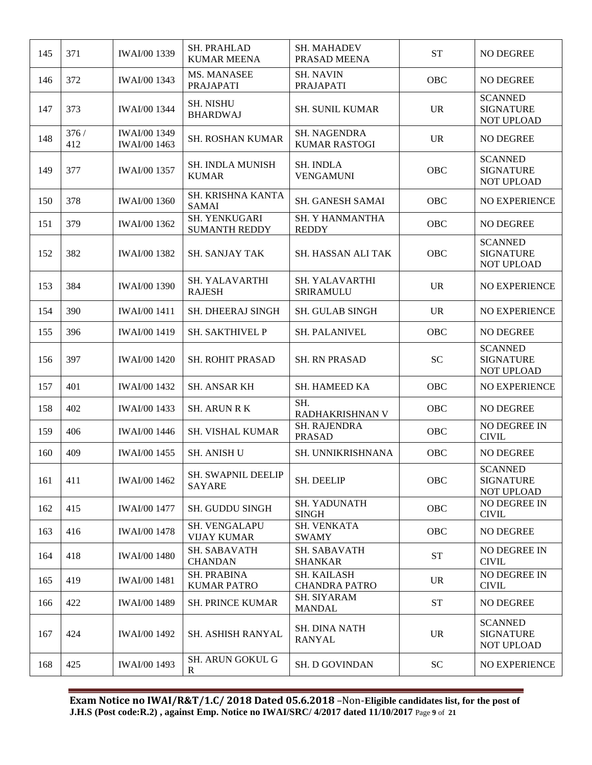| 145 | 371 | IWAI/00 1339 | SH. PRAHLAD KUMAR MEENA | SH. MAHADEV PRASAD MEENA | ST | NO DEGREE |
|---|---|---|---|---|---|---|
| 146 | 372 | IWAI/00 1343 | MS. MANASEE PRAJAPATI | SH. NAVIN PRAJAPATI | OBC | NO DEGREE |
| 147 | 373 | IWAI/00 1344 | SH. NISHU BHARDWAJ | SH. SUNIL KUMAR | UR | SCANNED SIGNATURE NOT UPLOAD |
| 148 | 376 / 412 | IWAI/00 1349 IWAI/00 1463 | SH. ROSHAN KUMAR | SH. NAGENDRA KUMAR RASTOGI | UR | NO DEGREE |
| 149 | 377 | IWAI/00 1357 | SH. INDLA MUNISH KUMAR | SH. INDLA VENGAMUNI | OBC | SCANNED SIGNATURE NOT UPLOAD |
| 150 | 378 | IWAI/00 1360 | SH. KRISHNA KANTA SAMAI | SH. GANESH SAMAI | OBC | NO EXPERIENCE |
| 151 | 379 | IWAI/00 1362 | SH. YENKUGARI SUMANTH REDDY | SH. Y HANMANTHA REDDY | OBC | NO DEGREE |
| 152 | 382 | IWAI/00 1382 | SH. SANJAY TAK | SH. HASSAN ALI TAK | OBC | SCANNED SIGNATURE NOT UPLOAD |
| 153 | 384 | IWAI/00 1390 | SH. YALAVARTHI RAJESH | SH. YALAVARTHI SRIRAMULU | UR | NO EXPERIENCE |
| 154 | 390 | IWAI/00 1411 | SH. DHEERAJ SINGH | SH. GULAB SINGH | UR | NO EXPERIENCE |
| 155 | 396 | IWAI/00 1419 | SH. SAKTHIVEL P | SH. PALANIVEL | OBC | NO DEGREE |
| 156 | 397 | IWAI/00 1420 | SH. ROHIT PRASAD | SH. RN PRASAD | SC | SCANNED SIGNATURE NOT UPLOAD |
| 157 | 401 | IWAI/00 1432 | SH. ANSAR KH | SH. HAMEED KA | OBC | NO EXPERIENCE |
| 158 | 402 | IWAI/00 1433 | SH. ARUN R K | SH. RADHAKRISHNAN V | OBC | NO DEGREE |
| 159 | 406 | IWAI/00 1446 | SH. VISHAL KUMAR | SH. RAJENDRA PRASAD | OBC | NO DEGREE IN CIVIL |
| 160 | 409 | IWAI/00 1455 | SH. ANISH U | SH. UNNIKRISHNANA | OBC | NO DEGREE |
| 161 | 411 | IWAI/00 1462 | SH. SWAPNIL DEELIP SAYARE | SH. DEELIP | OBC | SCANNED SIGNATURE NOT UPLOAD |
| 162 | 415 | IWAI/00 1477 | SH. GUDDU SINGH | SH. YADUNATH SINGH | OBC | NO DEGREE IN CIVIL |
| 163 | 416 | IWAI/00 1478 | SH. VENGALAPU VIJAY KUMAR | SH. VENKATA SWAMY | OBC | NO DEGREE |
| 164 | 418 | IWAI/00 1480 | SH. SABAVATH CHANDAN | SH. SABAVATH SHANKAR | ST | NO DEGREE IN CIVIL |
| 165 | 419 | IWAI/00 1481 | SH. PRABINA KUMAR PATRO | SH. KAILASH CHANDRA PATRO | UR | NO DEGREE IN CIVIL |
| 166 | 422 | IWAI/00 1489 | SH. PRINCE KUMAR | SH. SIYARAM MANDAL | ST | NO DEGREE |
| 167 | 424 | IWAI/00 1492 | SH. ASHISH RANYAL | SH. DINA NATH RANYAL | UR | SCANNED SIGNATURE NOT UPLOAD |
| 168 | 425 | IWAI/00 1493 | SH. ARUN GOKUL G R | SH. D GOVINDAN | SC | NO EXPERIENCE |

**Exam Notice no IWAI/R&T/1.C/ 2018 Dated 05.6.2018** –Non-**Eligible candidates list, for the post of J.H.S (Post code:R.2) , against Emp. Notice no IWAI/SRC/ 4/2017 dated 11/10/2017**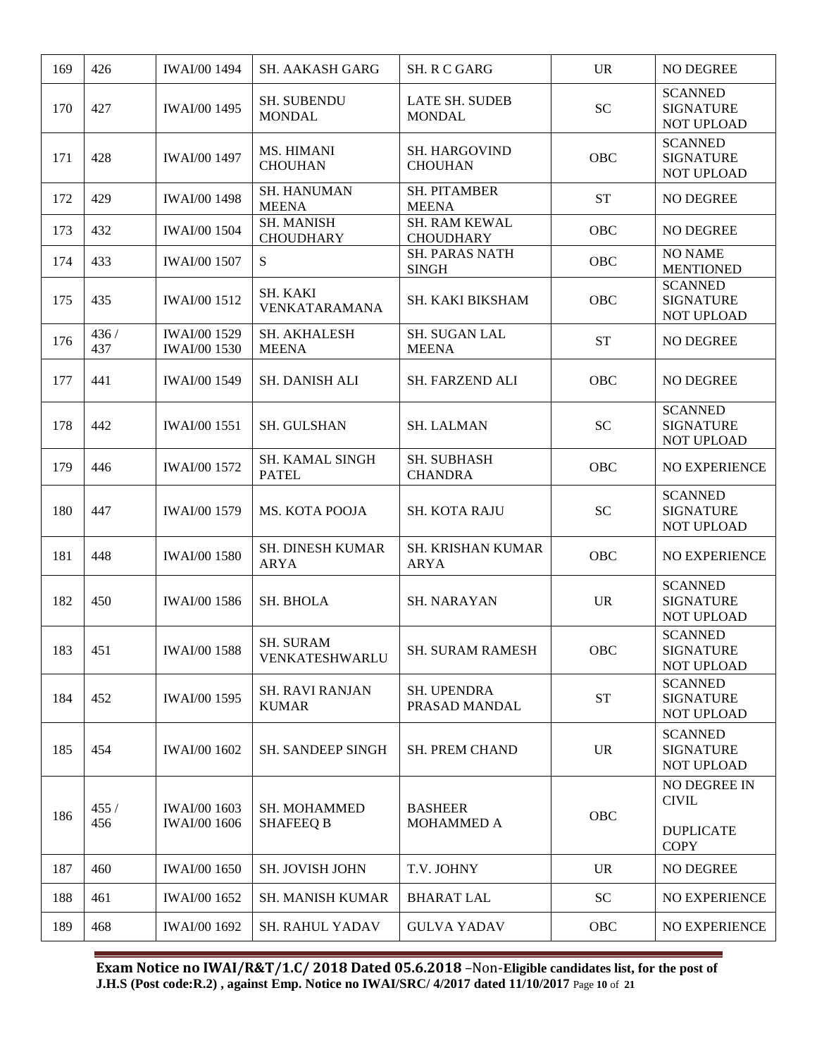| 169 | 426 | IWAI/00 1494 | SH. AAKASH GARG | SH. R C GARG | UR | NO DEGREE |
|---|---|---|---|---|---|---|
| 170 | 427 | IWAI/00 1495 | SH. SUBENDU MONDAL | LATE SH. SUDEB MONDAL | SC | SCANNED SIGNATURE NOT UPLOAD |
| 171 | 428 | IWAI/00 1497 | MS. HIMANI CHOUHAN | SH. HARGOVIND CHOUHAN | OBC | SCANNED SIGNATURE NOT UPLOAD |
| 172 | 429 | IWAI/00 1498 | SH. HANUMAN MEENA | SH. PITAMBER MEENA | ST | NO DEGREE |
| 173 | 432 | IWAI/00 1504 | SH. MANISH CHOUDHARY | SH. RAM KEWAL CHOUDHARY | OBC | NO DEGREE |
| 174 | 433 | IWAI/00 1507 | S | SH. PARAS NATH SINGH | OBC | NO NAME MENTIONED |
| 175 | 435 | IWAI/00 1512 | SH. KAKI VENKATARAMANA | SH. KAKI BIKSHAM | OBC | SCANNED SIGNATURE NOT UPLOAD |
| 176 | 436 / 437 | IWAI/00 1529 IWAI/00 1530 | SH. AKHALESH MEENA | SH. SUGAN LAL MEENA | ST | NO DEGREE |
| 177 | 441 | IWAI/00 1549 | SH. DANISH ALI | SH. FARZEND ALI | OBC | NO DEGREE |
| 178 | 442 | IWAI/00 1551 | SH. GULSHAN | SH. LALMAN | SC | SCANNED SIGNATURE NOT UPLOAD |
| 179 | 446 | IWAI/00 1572 | SH. KAMAL SINGH PATEL | SH. SUBHASH CHANDRA | OBC | NO EXPERIENCE |
| 180 | 447 | IWAI/00 1579 | MS. KOTA POOJA | SH. KOTA RAJU | SC | SCANNED SIGNATURE NOT UPLOAD |
| 181 | 448 | IWAI/00 1580 | SH. DINESH KUMAR ARYA | SH. KRISHAN KUMAR ARYA | OBC | NO EXPERIENCE |
| 182 | 450 | IWAI/00 1586 | SH. BHOLA | SH. NARAYAN | UR | SCANNED SIGNATURE NOT UPLOAD |
| 183 | 451 | IWAI/00 1588 | SH. SURAM VENKATESHWARLU | SH. SURAM RAMESH | OBC | SCANNED SIGNATURE NOT UPLOAD |
| 184 | 452 | IWAI/00 1595 | SH. RAVI RANJAN KUMAR | SH. UPENDRA PRASAD MANDAL | ST | SCANNED SIGNATURE NOT UPLOAD |
| 185 | 454 | IWAI/00 1602 | SH. SANDEEP SINGH | SH. PREM CHAND | UR | SCANNED SIGNATURE NOT UPLOAD |
| 186 | 455 / 456 | IWAI/00 1603 IWAI/00 1606 | SH. MOHAMMED SHAFEEQ B | BASHEER MOHAMMED A | OBC | NO DEGREE IN CIVIL DUPLICATE COPY |
| 187 | 460 | IWAI/00 1650 | SH. JOVISH JOHN | T.V. JOHNY | UR | NO DEGREE |
| 188 | 461 | IWAI/00 1652 | SH. MANISH KUMAR | BHARAT LAL | SC | NO EXPERIENCE |
| 189 | 468 | IWAI/00 1692 | SH. RAHUL YADAV | GULVA YADAV | OBC | NO EXPERIENCE |

**Exam Notice no IWAI/R&T/1.C/ 2018 Dated 05.6.2018** –Non-**Eligible candidates list, for the post of J.H.S (Post code:R.2) , against Emp. Notice no IWAI/SRC/ 4/2017 dated 11/10/2017**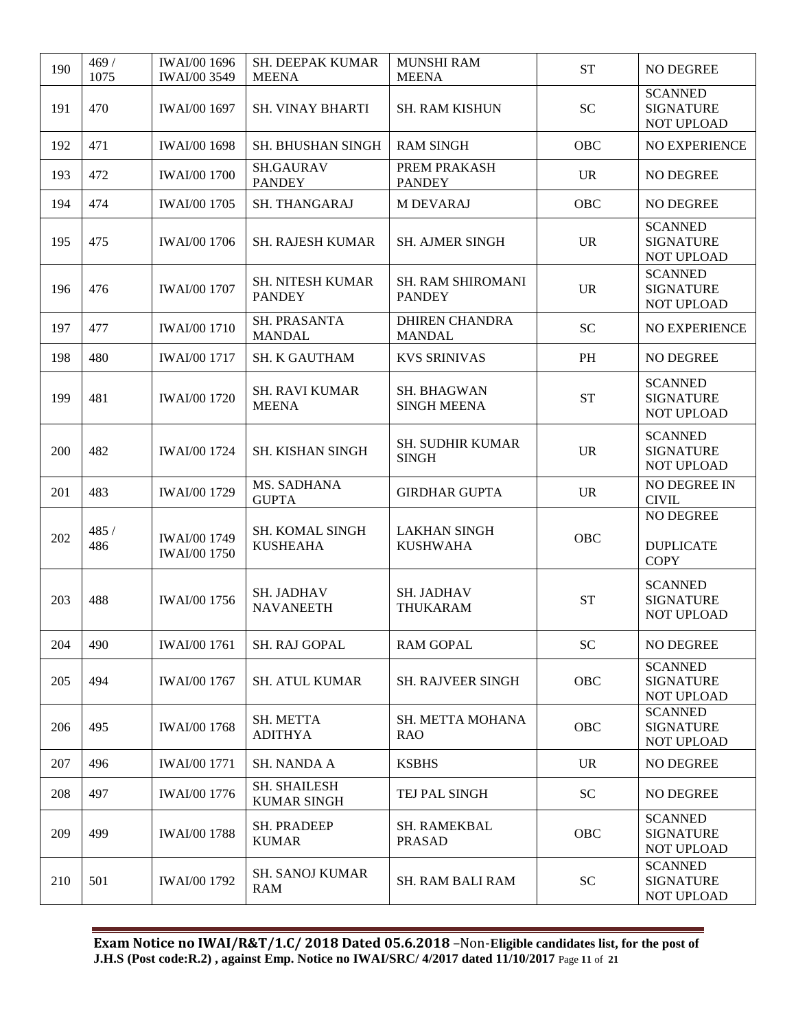| 190 | 469 / 1075 | IWAI/00 1696 IWAI/00 3549 | SH. DEEPAK KUMAR MEENA | MUNSHI RAM MEENA | ST | NO DEGREE |
|---|---|---|---|---|---|---|
| 191 | 470 | IWAI/00 1697 | SH. VINAY BHARTI | SH. RAM KISHUN | SC | SCANNED SIGNATURE NOT UPLOAD |
| 192 | 471 | IWAI/00 1698 | SH. BHUSHAN SINGH | RAM SINGH | OBC | NO EXPERIENCE |
| 193 | 472 | IWAI/00 1700 | SH.GAURAV PANDEY | PREM PRAKASH PANDEY | UR | NO DEGREE |
| 194 | 474 | IWAI/00 1705 | SH. THANGARAJ | M DEVARAJ | OBC | NO DEGREE |
| 195 | 475 | IWAI/00 1706 | SH. RAJESH KUMAR | SH. AJMER SINGH | UR | SCANNED SIGNATURE NOT UPLOAD |
| 196 | 476 | IWAI/00 1707 | SH. NITESH KUMAR PANDEY | SH. RAM SHIROMANI PANDEY | UR | SCANNED SIGNATURE NOT UPLOAD |
| 197 | 477 | IWAI/00 1710 | SH. PRASANTA MANDAL | DHIREN CHANDRA MANDAL | SC | NO EXPERIENCE |
| 198 | 480 | IWAI/00 1717 | SH. K GAUTHAM | KVS SRINIVAS | PH | NO DEGREE |
| 199 | 481 | IWAI/00 1720 | SH. RAVI KUMAR MEENA | SH. BHAGWAN SINGH MEENA | ST | SCANNED SIGNATURE NOT UPLOAD |
| 200 | 482 | IWAI/00 1724 | SH. KISHAN SINGH | SH. SUDHIR KUMAR SINGH | UR | SCANNED SIGNATURE NOT UPLOAD |
| 201 | 483 | IWAI/00 1729 | MS. SADHANA GUPTA | GIRDHAR GUPTA | UR | NO DEGREE IN CIVIL |
| 202 | 485 / 486 | IWAI/00 1749 IWAI/00 1750 | SH. KOMAL SINGH KUSHEAHA | LAKHAN SINGH KUSHWAHA | OBC | NO DEGREE<br><br>DUPLICATE COPY |
| 203 | 488 | IWAI/00 1756 | SH. JADHAV NAVANEETH | SH. JADHAV THUKARAM | ST | SCANNED SIGNATURE NOT UPLOAD |
| 204 | 490 | IWAI/00 1761 | SH. RAJ GOPAL | RAM GOPAL | SC | NO DEGREE |
| 205 | 494 | IWAI/00 1767 | SH. ATUL KUMAR | SH. RAJVEER SINGH | OBC | SCANNED SIGNATURE NOT UPLOAD |
| 206 | 495 | IWAI/00 1768 | SH. METTA ADITHYA | SH. METTA MOHANA RAO | OBC | SCANNED SIGNATURE NOT UPLOAD |
| 207 | 496 | IWAI/00 1771 | SH. NANDA A | KSBHS | UR | NO DEGREE |
| 208 | 497 | IWAI/00 1776 | SH. SHAILESH KUMAR SINGH | TEJ PAL SINGH | SC | NO DEGREE |
| 209 | 499 | IWAI/00 1788 | SH. PRADEEP KUMAR | SH. RAMEKBAL PRASAD | OBC | SCANNED SIGNATURE NOT UPLOAD |
| 210 | 501 | IWAI/00 1792 | SH. SANOJ KUMAR RAM | SH. RAM BALI RAM | SC | SCANNED SIGNATURE NOT UPLOAD |

**Exam Notice no IWAI/R&T/1.C/ 2018 Dated 05.6.2018 –Non-Eligible candidates list, for the post of J.H.S (Post code:R.2) , against Emp. Notice no IWAI/SRC/ 4/2017 dated 11/10/2017**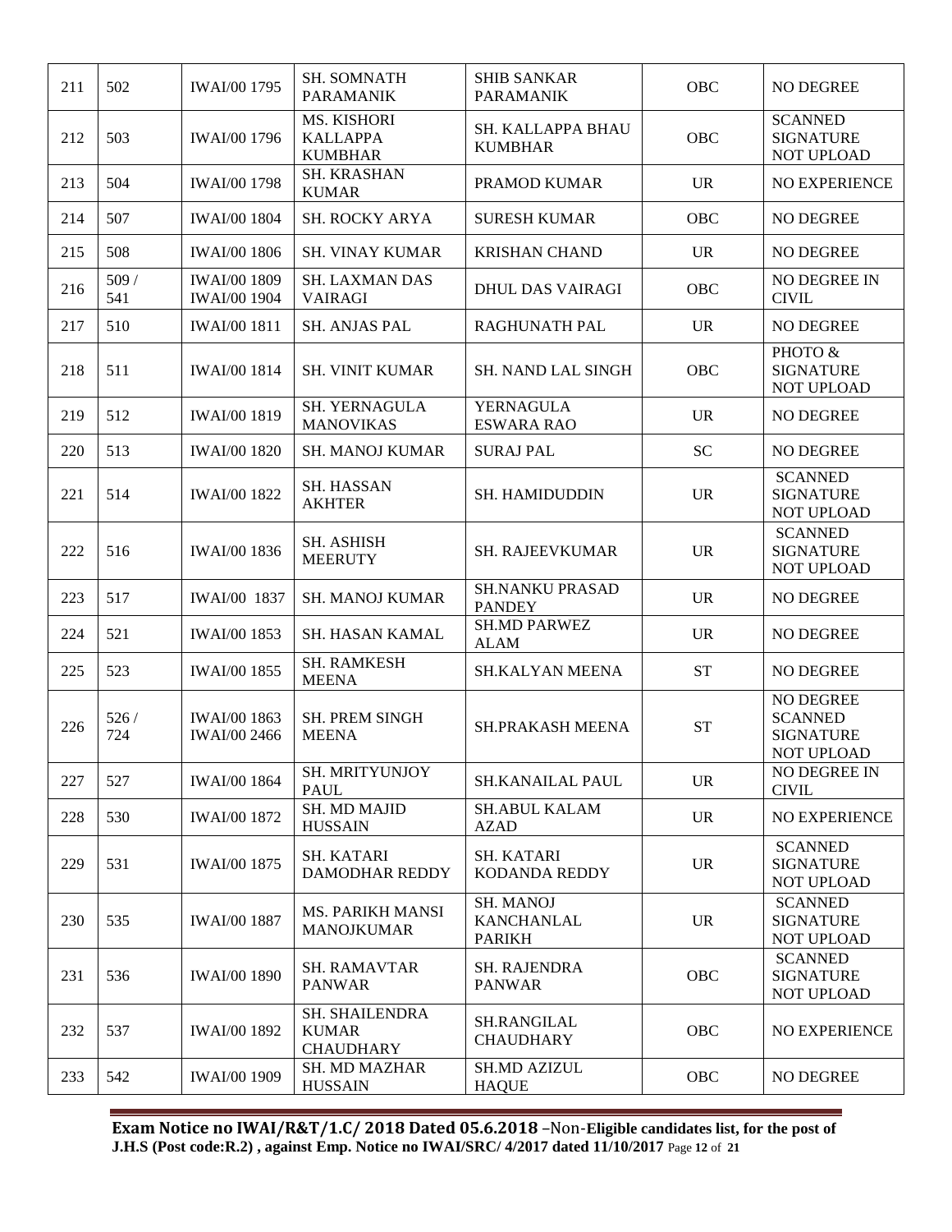| 211 | 502 | IWAI/00 1795 | SH. SOMNATH PARAMANIK | SHIB SANKAR PARAMANIK | OBC | NO DEGREE |
|---|---|---|---|---|---|---|
| 212 | 503 | IWAI/00 1796 | MS. KISHORI KALLAPPA KUMBHAR | SH. KALLAPPA BHAU KUMBHAR | OBC | SCANNED SIGNATURE NOT UPLOAD |
| 213 | 504 | IWAI/00 1798 | SH. KRASHAN KUMAR | PRAMOD KUMAR | UR | NO EXPERIENCE |
| 214 | 507 | IWAI/00 1804 | SH. ROCKY ARYA | SURESH KUMAR | OBC | NO DEGREE |
| 215 | 508 | IWAI/00 1806 | SH. VINAY KUMAR | KRISHAN CHAND | UR | NO DEGREE |
| 216 | 509 / 541 | IWAI/00 1809 IWAI/00 1904 | SH. LAXMAN DAS VAIRAGI | DHUL DAS VAIRAGI | OBC | NO DEGREE IN CIVIL |
| 217 | 510 | IWAI/00 1811 | SH. ANJAS PAL | RAGHUNATH PAL | UR | NO DEGREE |
| 218 | 511 | IWAI/00 1814 | SH. VINIT KUMAR | SH. NAND LAL SINGH | OBC | PHOTO & SIGNATURE NOT UPLOAD |
| 219 | 512 | IWAI/00 1819 | SH. YERNAGULA MANOVIKAS | YERNAGULA ESWARA RAO | UR | NO DEGREE |
| 220 | 513 | IWAI/00 1820 | SH. MANOJ KUMAR | SURAJ PAL | SC | NO DEGREE |
| 221 | 514 | IWAI/00 1822 | SH. HASSAN AKHTER | SH. HAMIDUDDIN | UR | SCANNED SIGNATURE NOT UPLOAD |
| 222 | 516 | IWAI/00 1836 | SH. ASHISH MEERUTY | SH. RAJEEVKUMAR | UR | SCANNED SIGNATURE NOT UPLOAD |
| 223 | 517 | IWAI/00 1837 | SH. MANOJ KUMAR | SH.NANKU PRASAD PANDEY | UR | NO DEGREE |
| 224 | 521 | IWAI/00 1853 | SH. HASAN KAMAL | SH.MD PARWEZ ALAM | UR | NO DEGREE |
| 225 | 523 | IWAI/00 1855 | SH. RAMKESH MEENA | SH.KALYAN MEENA | ST | NO DEGREE |
| 226 | 526 / 724 | IWAI/00 1863 IWAI/00 2466 | SH. PREM SINGH MEENA | SH.PRAKASH MEENA | ST | NO DEGREE SCANNED SIGNATURE NOT UPLOAD |
| 227 | 527 | IWAI/00 1864 | SH. MRITYUNJOY PAUL | SH.KANAILAL PAUL | UR | NO DEGREE IN CIVIL |
| 228 | 530 | IWAI/00 1872 | SH. MD MAJID HUSSAIN | SH.ABUL KALAM AZAD | UR | NO EXPERIENCE |
| 229 | 531 | IWAI/00 1875 | SH. KATARI DAMODHAR REDDY | SH. KATARI KODANDA REDDY | UR | SCANNED SIGNATURE NOT UPLOAD |
| 230 | 535 | IWAI/00 1887 | MS. PARIKH MANSI MANOJKUMAR | SH. MANOJ KANCHANLAL PARIKH | UR | SCANNED SIGNATURE NOT UPLOAD |
| 231 | 536 | IWAI/00 1890 | SH. RAMAVTAR PANWAR | SH. RAJENDRA PANWAR | OBC | SCANNED SIGNATURE NOT UPLOAD |
| 232 | 537 | IWAI/00 1892 | SH. SHAILENDRA KUMAR CHAUDHARY | SH.RANGILAL CHAUDHARY | OBC | NO EXPERIENCE |
| 233 | 542 | IWAI/00 1909 | SH. MD MAZHAR HUSSAIN | SH.MD AZIZUL HAQUE | OBC | NO DEGREE |

**Exam Notice no IWAI/R&T/1.C/ 2018 Dated 05.6.2018 –Non-Eligible candidates list, for the post of J.H.S (Post code:R.2) , against Emp. Notice no IWAI/SRC/ 4/2017 dated 11/10/2017**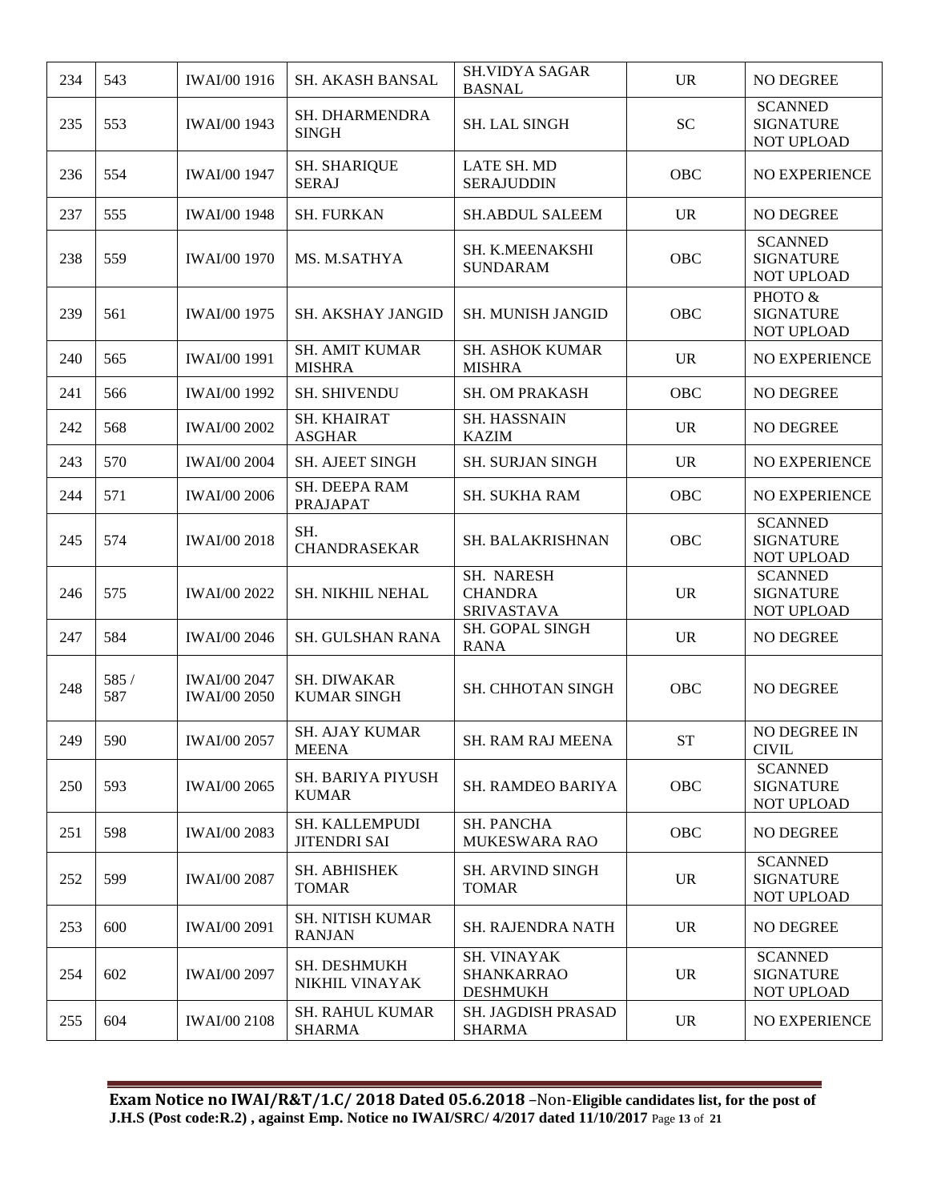| 234 | 543 | IWAI/00 1916 | SH. AKASH BANSAL | SH.VIDYA SAGAR BASNAL | UR | NO DEGREE |
|---|---|---|---|---|---|---|
| 235 | 553 | IWAI/00 1943 | SH. DHARMENDRA SINGH | SH. LAL SINGH | SC | SCANNED SIGNATURE NOT UPLOAD |
| 236 | 554 | IWAI/00 1947 | SH. SHARIQUE SERAJ | LATE SH. MD SERAJUDDIN | OBC | NO EXPERIENCE |
| 237 | 555 | IWAI/00 1948 | SH. FURKAN | SH.ABDUL SALEEM | UR | NO DEGREE |
| 238 | 559 | IWAI/00 1970 | MS. M.SATHYA | SH. K.MEENAKSHI SUNDARAM | OBC | SCANNED SIGNATURE NOT UPLOAD |
| 239 | 561 | IWAI/00 1975 | SH. AKSHAY JANGID | SH. MUNISH JANGID | OBC | PHOTO & SIGNATURE NOT UPLOAD |
| 240 | 565 | IWAI/00 1991 | SH. AMIT KUMAR MISHRA | SH. ASHOK KUMAR MISHRA | UR | NO EXPERIENCE |
| 241 | 566 | IWAI/00 1992 | SH. SHIVENDU | SH. OM PRAKASH | OBC | NO DEGREE |
| 242 | 568 | IWAI/00 2002 | SH. KHAIRAT ASGHAR | SH. HASSNAIN KAZIM | UR | NO DEGREE |
| 243 | 570 | IWAI/00 2004 | SH. AJEET SINGH | SH. SURJAN SINGH | UR | NO EXPERIENCE |
| 244 | 571 | IWAI/00 2006 | SH. DEEPA RAM PRAJAPAT | SH. SUKHA RAM | OBC | NO EXPERIENCE |
| 245 | 574 | IWAI/00 2018 | SH. CHANDRASEKAR | SH. BALAKRISHNAN | OBC | SCANNED SIGNATURE NOT UPLOAD |
| 246 | 575 | IWAI/00 2022 | SH. NIKHIL NEHAL | SH. NARESH CHANDRA SRIVASTAVA | UR | SCANNED SIGNATURE NOT UPLOAD |
| 247 | 584 | IWAI/00 2046 | SH. GULSHAN RANA | SH. GOPAL SINGH RANA | UR | NO DEGREE |
| 248 | 585 / 587 | IWAI/00 2047 IWAI/00 2050 | SH. DIWAKAR KUMAR SINGH | SH. CHHOTAN SINGH | OBC | NO DEGREE |
| 249 | 590 | IWAI/00 2057 | SH. AJAY KUMAR MEENA | SH. RAM RAJ MEENA | ST | NO DEGREE IN CIVIL |
| 250 | 593 | IWAI/00 2065 | SH. BARIYA PIYUSH KUMAR | SH. RAMDEO BARIYA | OBC | SCANNED SIGNATURE NOT UPLOAD |
| 251 | 598 | IWAI/00 2083 | SH. KALLEMPUDI JITENDRI SAI | SH. PANCHA MUKESWARA RAO | OBC | NO DEGREE |
| 252 | 599 | IWAI/00 2087 | SH. ABHISHEK TOMAR | SH. ARVIND SINGH TOMAR | UR | SCANNED SIGNATURE NOT UPLOAD |
| 253 | 600 | IWAI/00 2091 | SH. NITISH KUMAR RANJAN | SH. RAJENDRA NATH | UR | NO DEGREE |
| 254 | 602 | IWAI/00 2097 | SH. DESHMUKH NIKHIL VINAYAK | SH. VINAYAK SHANKARRAO DESHMUKH | UR | SCANNED SIGNATURE NOT UPLOAD |
| 255 | 604 | IWAI/00 2108 | SH. RAHUL KUMAR SHARMA | SH. JAGDISH PRASAD SHARMA | UR | NO EXPERIENCE |

**Exam Notice no IWAI/R&T/1.C/ 2018 Dated 05.6.2018** –Non-**Eligible candidates list, for the post of J.H.S (Post code:R.2) , against Emp. Notice no IWAI/SRC/ 4/2017 dated 11/10/2017**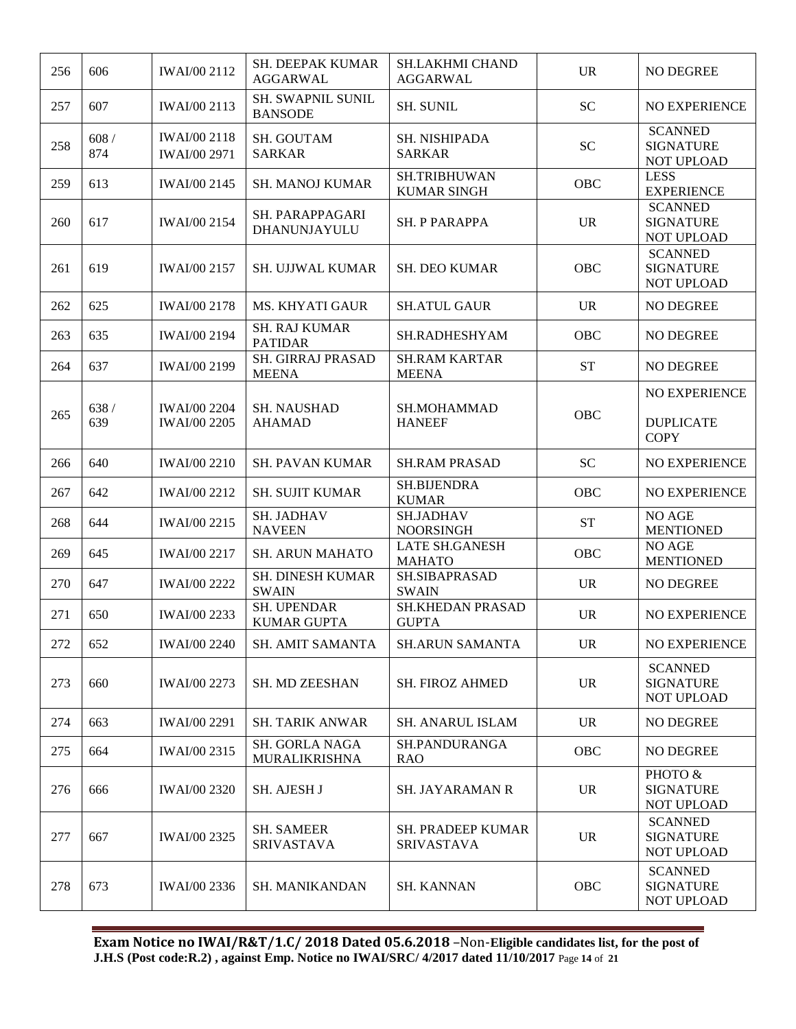| 256 | 606 | IWAI/00 2112 | SH. DEEPAK KUMAR AGGARWAL | SH.LAKHMI CHAND AGGARWAL | UR | NO DEGREE |
|---|---|---|---|---|---|---|
| 257 | 607 | IWAI/00 2113 | SH. SWAPNIL SUNIL BANSODE | SH. SUNIL | SC | NO EXPERIENCE |
| 258 | 608 / 874 | IWAI/00 2118 IWAI/00 2971 | SH. GOUTAM SARKAR | SH. NISHIPADA SARKAR | SC | SCANNED SIGNATURE NOT UPLOAD |
| 259 | 613 | IWAI/00 2145 | SH. MANOJ KUMAR | SH.TRIBHUWAN KUMAR SINGH | OBC | LESS EXPERIENCE |
| 260 | 617 | IWAI/00 2154 | SH. PARAPPAGARI DHANUNJAYULU | SH. P PARAPPA | UR | SCANNED SIGNATURE NOT UPLOAD |
| 261 | 619 | IWAI/00 2157 | SH. UJJWAL KUMAR | SH. DEO KUMAR | OBC | SCANNED SIGNATURE NOT UPLOAD |
| 262 | 625 | IWAI/00 2178 | MS. KHYATI GAUR | SH.ATUL GAUR | UR | NO DEGREE |
| 263 | 635 | IWAI/00 2194 | SH. RAJ KUMAR PATIDAR | SH.RADHESHYAM | OBC | NO DEGREE |
| 264 | 637 | IWAI/00 2199 | SH. GIRRAJ PRASAD MEENA | SH.RAM KARTAR MEENA | ST | NO DEGREE |
| 265 | 638 / 639 | IWAI/00 2204 IWAI/00 2205 | SH. NAUSHAD AHAMAD | SH.MOHAMMAD HANEEF | OBC | NO EXPERIENCE DUPLICATE COPY |
| 266 | 640 | IWAI/00 2210 | SH. PAVAN KUMAR | SH.RAM PRASAD | SC | NO EXPERIENCE |
| 267 | 642 | IWAI/00 2212 | SH. SUJIT KUMAR | SH.BIJENDRA KUMAR | OBC | NO EXPERIENCE |
| 268 | 644 | IWAI/00 2215 | SH. JADHAV NAVEEN | SH.JADHAV NOORSINGH | ST | NO AGE MENTIONED |
| 269 | 645 | IWAI/00 2217 | SH. ARUN MAHATO | LATE SH.GANESH MAHATO | OBC | NO AGE MENTIONED |
| 270 | 647 | IWAI/00 2222 | SH. DINESH KUMAR SWAIN | SH.SIBAPRASAD SWAIN | UR | NO DEGREE |
| 271 | 650 | IWAI/00 2233 | SH. UPENDAR KUMAR GUPTA | SH.KHEDAN PRASAD GUPTA | UR | NO EXPERIENCE |
| 272 | 652 | IWAI/00 2240 | SH. AMIT SAMANTA | SH.ARUN SAMANTA | UR | NO EXPERIENCE |
| 273 | 660 | IWAI/00 2273 | SH. MD ZEESHAN | SH. FIROZ AHMED | UR | SCANNED SIGNATURE NOT UPLOAD |
| 274 | 663 | IWAI/00 2291 | SH. TARIK ANWAR | SH. ANARUL ISLAM | UR | NO DEGREE |
| 275 | 664 | IWAI/00 2315 | SH. GORLA NAGA MURALIKRISHNA | SH.PANDURANGA RAO | OBC | NO DEGREE |
| 276 | 666 | IWAI/00 2320 | SH. AJESH J | SH. JAYARAMAN R | UR | PHOTO & SIGNATURE NOT UPLOAD |
| 277 | 667 | IWAI/00 2325 | SH. SAMEER SRIVASTAVA | SH. PRADEEP KUMAR SRIVASTAVA | UR | SCANNED SIGNATURE NOT UPLOAD |
| 278 | 673 | IWAI/00 2336 | SH. MANIKANDAN | SH. KANNAN | OBC | SCANNED SIGNATURE NOT UPLOAD |

**Exam Notice no IWAI/R&T/1.C/ 2018 Dated 05.6.2018** –Non-**Eligible candidates list, for the post of J.H.S (Post code:R.2) , against Emp. Notice no IWAI/SRC/ 4/2017 dated 11/10/2017**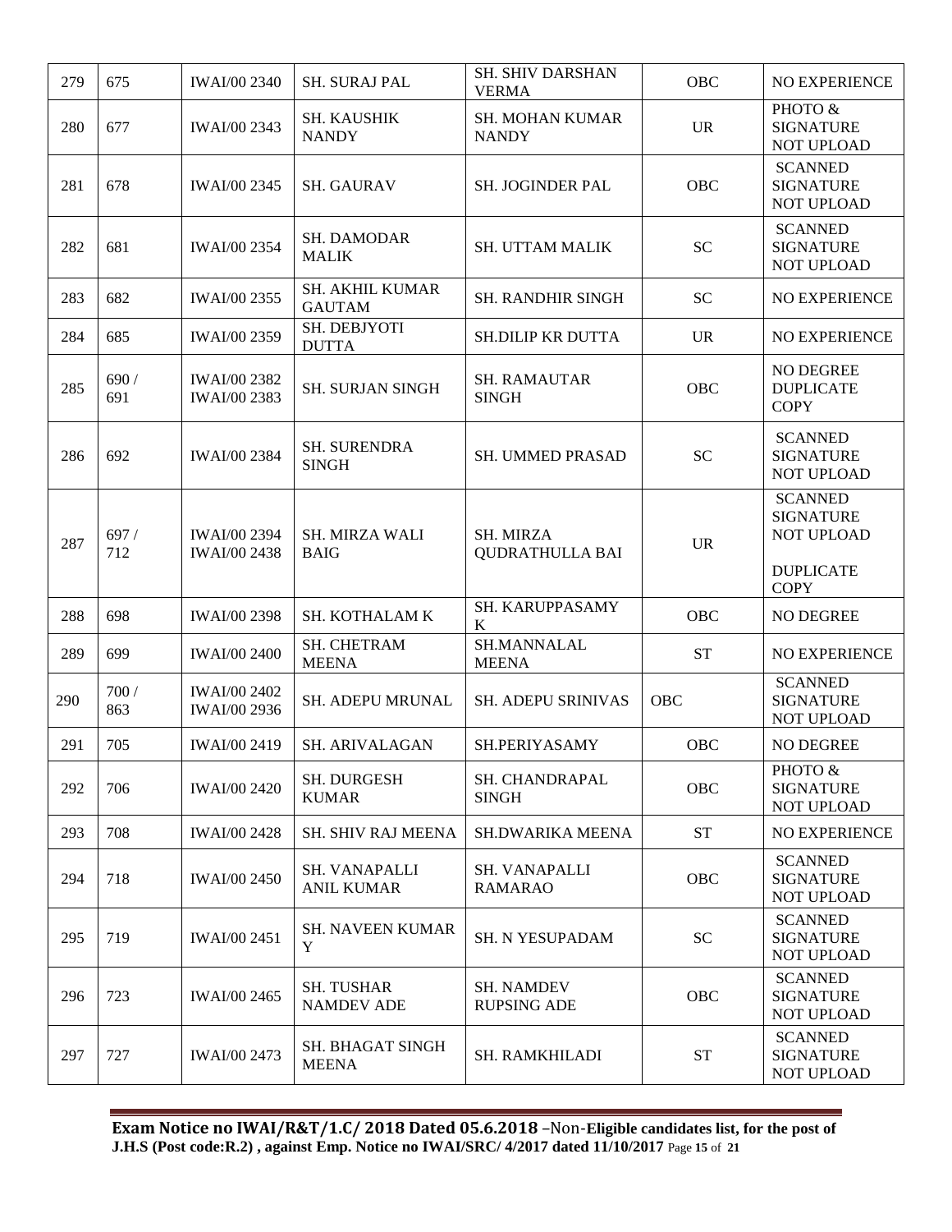| 279 | 675 | IWAI/00 2340 | SH. SURAJ PAL | SH. SHIV DARSHAN VERMA | OBC | NO EXPERIENCE |
|---|---|---|---|---|---|---|
| 280 | 677 | IWAI/00 2343 | SH. KAUSHIK NANDY | SH. MOHAN KUMAR NANDY | UR | PHOTO & SIGNATURE NOT UPLOAD |
| 281 | 678 | IWAI/00 2345 | SH. GAURAV | SH. JOGINDER PAL | OBC | SCANNED SIGNATURE NOT UPLOAD |
| 282 | 681 | IWAI/00 2354 | SH. DAMODAR MALIK | SH. UTTAM MALIK | SC | SCANNED SIGNATURE NOT UPLOAD |
| 283 | 682 | IWAI/00 2355 | SH. AKHIL KUMAR GAUTAM | SH. RANDHIR SINGH | SC | NO EXPERIENCE |
| 284 | 685 | IWAI/00 2359 | SH. DEBJYOTI DUTTA | SH.DILIP KR DUTTA | UR | NO EXPERIENCE |
| 285 | 690 / 691 | IWAI/00 2382 IWAI/00 2383 | SH. SURJAN SINGH | SH. RAMAUTAR SINGH | OBC | NO DEGREE DUPLICATE COPY |
| 286 | 692 | IWAI/00 2384 | SH. SURENDRA SINGH | SH. UMMED PRASAD | SC | SCANNED SIGNATURE NOT UPLOAD |
| 287 | 697 / 712 | IWAI/00 2394 IWAI/00 2438 | SH. MIRZA WALI BAIG | SH. MIRZA QUDRATHULLA BAI | UR | SCANNED SIGNATURE NOT UPLOAD DUPLICATE COPY |
| 288 | 698 | IWAI/00 2398 | SH. KOTHALAM K | SH. KARUPPASAMY K | OBC | NO DEGREE |
| 289 | 699 | IWAI/00 2400 | SH. CHETRAM MEENA | SH.MANNALAL MEENA | ST | NO EXPERIENCE |
| 290 | 700 / 863 | IWAI/00 2402 IWAI/00 2936 | SH. ADEPU MRUNAL | SH. ADEPU SRINIVAS | OBC | SCANNED SIGNATURE NOT UPLOAD |
| 291 | 705 | IWAI/00 2419 | SH. ARIVALAGAN | SH.PERIYASAMY | OBC | NO DEGREE |
| 292 | 706 | IWAI/00 2420 | SH. DURGESH KUMAR | SH. CHANDRAPAL SINGH | OBC | PHOTO & SIGNATURE NOT UPLOAD |
| 293 | 708 | IWAI/00 2428 | SH. SHIV RAJ MEENA | SH.DWARIKA MEENA | ST | NO EXPERIENCE |
| 294 | 718 | IWAI/00 2450 | SH. VANAPALLI ANIL KUMAR | SH. VANAPALLI RAMARAO | OBC | SCANNED SIGNATURE NOT UPLOAD |
| 295 | 719 | IWAI/00 2451 | SH. NAVEEN KUMAR Y | SH. N YESUPADAM | SC | SCANNED SIGNATURE NOT UPLOAD |
| 296 | 723 | IWAI/00 2465 | SH. TUSHAR NAMDEV ADE | SH. NAMDEV RUPSING ADE | OBC | SCANNED SIGNATURE NOT UPLOAD |
| 297 | 727 | IWAI/00 2473 | SH. BHAGAT SINGH MEENA | SH. RAMKHILADI | ST | SCANNED SIGNATURE NOT UPLOAD |

**Exam Notice no IWAI/R&T/1.C/ 2018 Dated 05.6.2018 –Non-Eligible candidates list, for the post of J.H.S (Post code:R.2) , against Emp. Notice no IWAI/SRC/ 4/2017 dated 11/10/2017**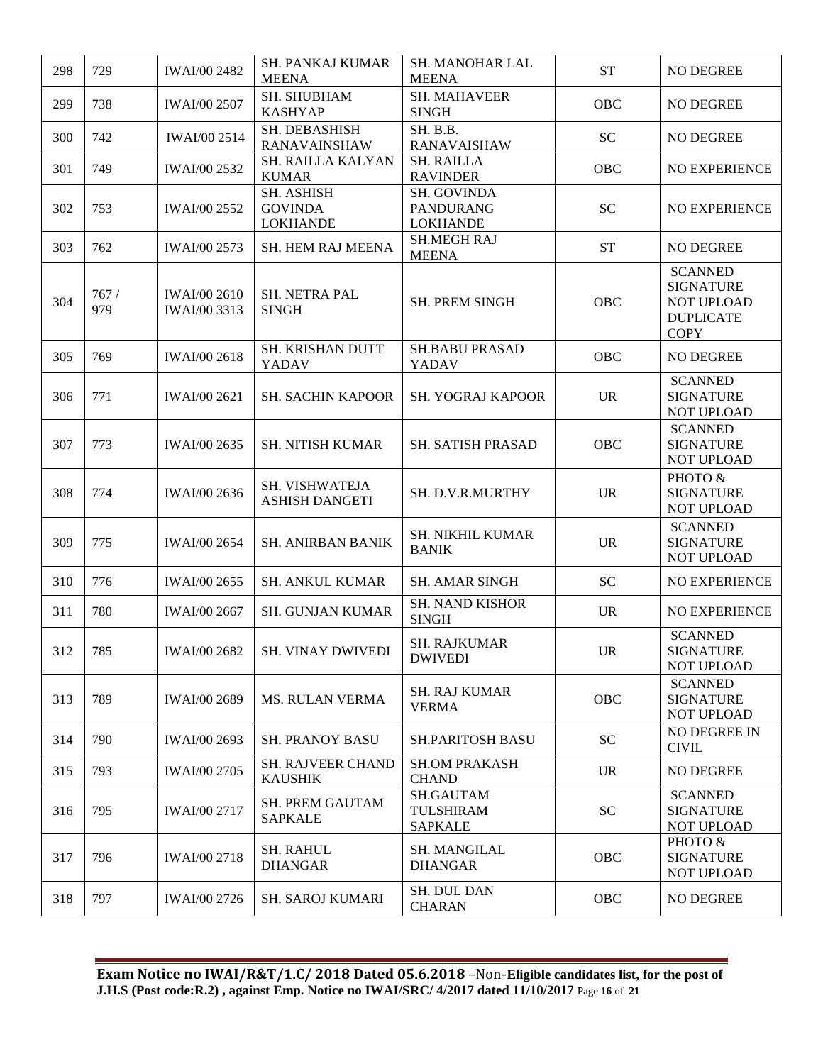| 298 | 729 | IWAI/00 2482 | SH. PANKAJ KUMAR MEENA | SH. MANOHAR LAL MEENA | ST | NO DEGREE |
|---|---|---|---|---|---|---|
| 299 | 738 | IWAI/00 2507 | SH. SHUBHAM KASHYAP | SH. MAHAVEER SINGH | OBC | NO DEGREE |
| 300 | 742 | IWAI/00 2514 | SH. DEBASHISH RANAVAINSHAW | SH. B.B. RANAVAISHAW | SC | NO DEGREE |
| 301 | 749 | IWAI/00 2532 | SH. RAILLA KALYAN KUMAR | SH. RAILLA RAVINDER | OBC | NO EXPERIENCE |
| 302 | 753 | IWAI/00 2552 | SH. ASHISH GOVINDA LOKHANDE | SH. GOVINDA PANDURANG LOKHANDE | SC | NO EXPERIENCE |
| 303 | 762 | IWAI/00 2573 | SH. HEM RAJ MEENA | SH.MEGH RAJ MEENA | ST | NO DEGREE |
| 304 | 767 / 979 | IWAI/00 2610 IWAI/00 3313 | SH. NETRA PAL SINGH | SH. PREM SINGH | OBC | SCANNED SIGNATURE NOT UPLOAD DUPLICATE COPY |
| 305 | 769 | IWAI/00 2618 | SH. KRISHAN DUTT YADAV | SH.BABU PRASAD YADAV | OBC | NO DEGREE |
| 306 | 771 | IWAI/00 2621 | SH. SACHIN KAPOOR | SH. YOGRAJ KAPOOR | UR | SCANNED SIGNATURE NOT UPLOAD |
| 307 | 773 | IWAI/00 2635 | SH. NITISH KUMAR | SH. SATISH PRASAD | OBC | SCANNED SIGNATURE NOT UPLOAD |
| 308 | 774 | IWAI/00 2636 | SH. VISHWATEJA ASHISH DANGETI | SH. D.V.R.MURTHY | UR | PHOTO & SIGNATURE NOT UPLOAD |
| 309 | 775 | IWAI/00 2654 | SH. ANIRBAN BANIK | SH. NIKHIL KUMAR BANIK | UR | SCANNED SIGNATURE NOT UPLOAD |
| 310 | 776 | IWAI/00 2655 | SH. ANKUL KUMAR | SH. AMAR SINGH | SC | NO EXPERIENCE |
| 311 | 780 | IWAI/00 2667 | SH. GUNJAN KUMAR | SH. NAND KISHOR SINGH | UR | NO EXPERIENCE |
| 312 | 785 | IWAI/00 2682 | SH. VINAY DWIVEDI | SH. RAJKUMAR DWIVEDI | UR | SCANNED SIGNATURE NOT UPLOAD |
| 313 | 789 | IWAI/00 2689 | MS. RULAN VERMA | SH. RAJ KUMAR VERMA | OBC | SCANNED SIGNATURE NOT UPLOAD |
| 314 | 790 | IWAI/00 2693 | SH. PRANOY BASU | SH.PARITOSH BASU | SC | NO DEGREE IN CIVIL |
| 315 | 793 | IWAI/00 2705 | SH. RAJVEER CHAND KAUSHIK | SH.OM PRAKASH CHAND | UR | NO DEGREE |
| 316 | 795 | IWAI/00 2717 | SH. PREM GAUTAM SAPKALE | SH.GAUTAM TULSHIRAM SAPKALE | SC | SCANNED SIGNATURE NOT UPLOAD |
| 317 | 796 | IWAI/00 2718 | SH. RAHUL DHANGAR | SH. MANGILAL DHANGAR | OBC | PHOTO & SIGNATURE NOT UPLOAD |
| 318 | 797 | IWAI/00 2726 | SH. SAROJ KUMARI | SH. DUL DAN CHARAN | OBC | NO DEGREE |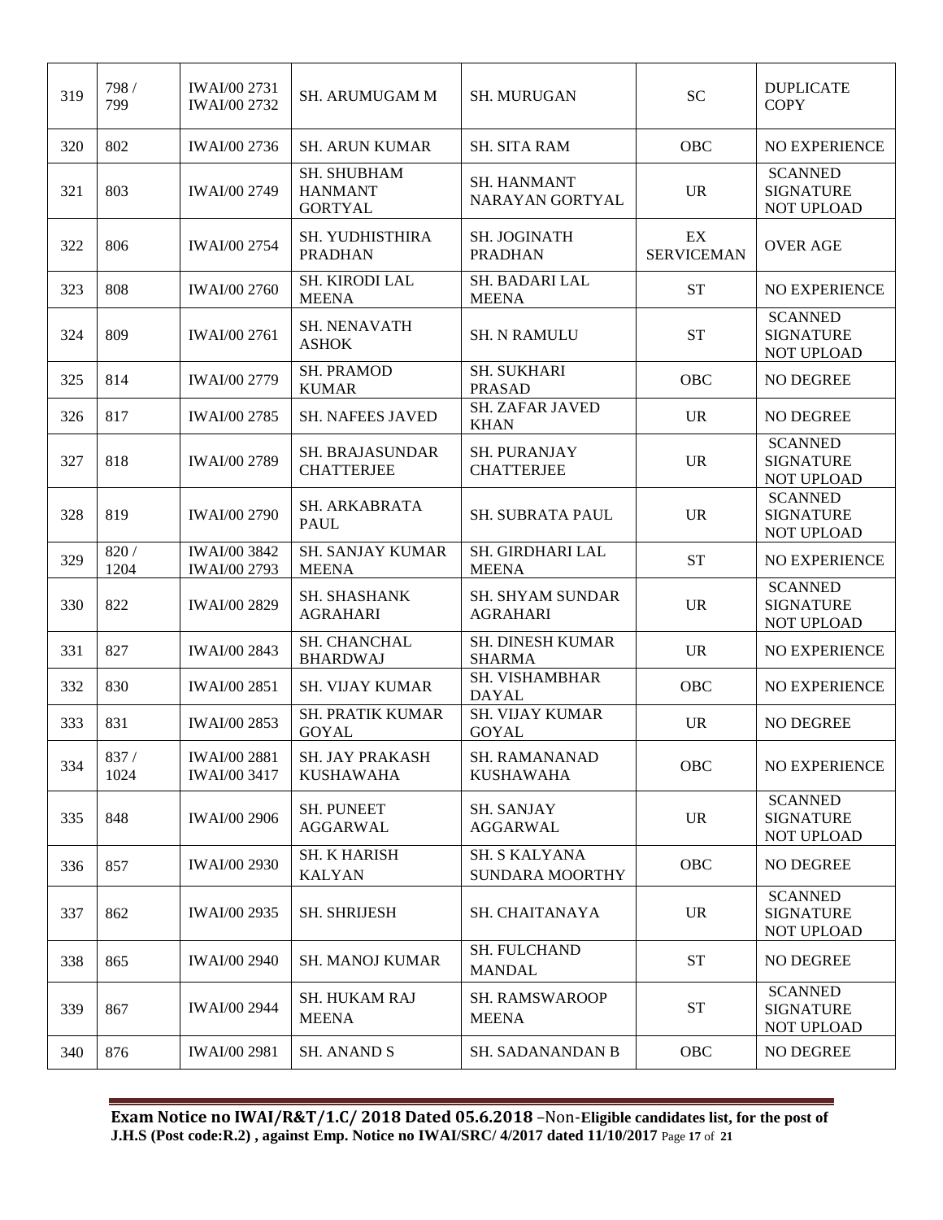| 319 | 798 / 799 | IWAI/00 2731 IWAI/00 2732 | SH. ARUMUGAM M | SH. MURUGAN | SC | DUPLICATE COPY |
|---|---|---|---|---|---|---|
| 320 | 802 | IWAI/00 2736 | SH. ARUN KUMAR | SH. SITA RAM | OBC | NO EXPERIENCE |
| 321 | 803 | IWAI/00 2749 | SH. SHUBHAM HANMANT GORTYAL | SH. HANMANT NARAYAN GORTYAL | UR | SCANNED SIGNATURE NOT UPLOAD |
| 322 | 806 | IWAI/00 2754 | SH. YUDHISTHIRA PRADHAN | SH. JOGINATH PRADHAN | EX SERVICEMAN | OVER AGE |
| 323 | 808 | IWAI/00 2760 | SH. KIRODI LAL MEENA | SH. BADARI LAL MEENA | ST | NO EXPERIENCE |
| 324 | 809 | IWAI/00 2761 | SH. NENAVATH ASHOK | SH. N RAMULU | ST | SCANNED SIGNATURE NOT UPLOAD |
| 325 | 814 | IWAI/00 2779 | SH. PRAMOD KUMAR | SH. SUKHARI PRASAD | OBC | NO DEGREE |
| 326 | 817 | IWAI/00 2785 | SH. NAFEES JAVED | SH. ZAFAR JAVED KHAN | UR | NO DEGREE |
| 327 | 818 | IWAI/00 2789 | SH. BRAJASUNDAR CHATTERJEE | SH. PURANJAY CHATTERJEE | UR | SCANNED SIGNATURE NOT UPLOAD |
| 328 | 819 | IWAI/00 2790 | SH. ARKABRATA PAUL | SH. SUBRATA PAUL | UR | SCANNED SIGNATURE NOT UPLOAD |
| 329 | 820 / 1204 | IWAI/00 3842 IWAI/00 2793 | SH. SANJAY KUMAR MEENA | SH. GIRDHARI LAL MEENA | ST | NO EXPERIENCE |
| 330 | 822 | IWAI/00 2829 | SH. SHASHANK AGRAHARI | SH. SHYAM SUNDAR AGRAHARI | UR | SCANNED SIGNATURE NOT UPLOAD |
| 331 | 827 | IWAI/00 2843 | SH. CHANCHAL BHARDWAJ | SH. DINESH KUMAR SHARMA | UR | NO EXPERIENCE |
| 332 | 830 | IWAI/00 2851 | SH. VIJAY KUMAR | SH. VISHAMBHAR DAYAL | OBC | NO EXPERIENCE |
| 333 | 831 | IWAI/00 2853 | SH. PRATIK KUMAR GOYAL | SH. VIJAY KUMAR GOYAL | UR | NO DEGREE |
| 334 | 837 / 1024 | IWAI/00 2881 IWAI/00 3417 | SH. JAY PRAKASH KUSHAWAHA | SH. RAMANANAD KUSHAWAHA | OBC | NO EXPERIENCE |
| 335 | 848 | IWAI/00 2906 | SH. PUNEET AGGARWAL | SH. SANJAY AGGARWAL | UR | SCANNED SIGNATURE NOT UPLOAD |
| 336 | 857 | IWAI/00 2930 | SH. K HARISH KALYAN | SH. S KALYANA SUNDARA MOORTHY | OBC | NO DEGREE |
| 337 | 862 | IWAI/00 2935 | SH. SHRIJESH | SH. CHAITANAYA | UR | SCANNED SIGNATURE NOT UPLOAD |
| 338 | 865 | IWAI/00 2940 | SH. MANOJ KUMAR | SH. FULCHAND MANDAL | ST | NO DEGREE |
| 339 | 867 | IWAI/00 2944 | SH. HUKAM RAJ MEENA | SH. RAMSWAROOP MEENA | ST | SCANNED SIGNATURE NOT UPLOAD |
| 340 | 876 | IWAI/00 2981 | SH. ANAND S | SH. SADANANDAN B | OBC | NO DEGREE |

**Exam Notice no IWAI/R&T/1.C/ 2018 Dated 05.6.2018** –Non-**Eligible candidates list, for the post of J.H.S (Post code:R.2) , against Emp. Notice no IWAI/SRC/ 4/2017 dated 11/10/2017**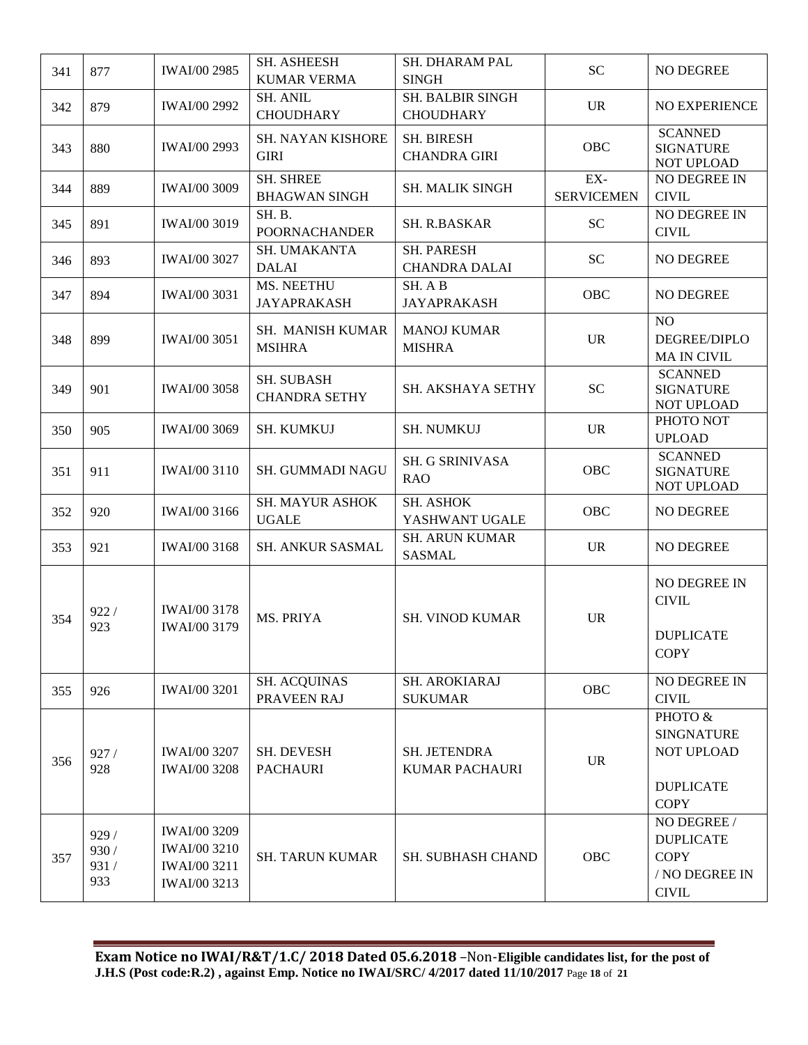| 341 | 877 | IWAI/00 2985 | SH. ASHEESH KUMAR VERMA | SH. DHARAM PAL SINGH | SC | NO DEGREE |
|---|---|---|---|---|---|---|
| 342 | 879 | IWAI/00 2992 | SH. ANIL CHOUDHARY | SH. BALBIR SINGH CHOUDHARY | UR | NO EXPERIENCE |
| 343 | 880 | IWAI/00 2993 | SH. NAYAN KISHORE GIRI | SH. BIRESH CHANDRA GIRI | OBC | SCANNED SIGNATURE NOT UPLOAD |
| 344 | 889 | IWAI/00 3009 | SH. SHREE BHAGWAN SINGH | SH. MALIK SINGH | EX-SERVICEMEN | NO DEGREE IN CIVIL |
| 345 | 891 | IWAI/00 3019 | SH. B. POORNACHANDER | SH. R.BASKAR | SC | NO DEGREE IN CIVIL |
| 346 | 893 | IWAI/00 3027 | SH. UMAKANTA DALAI | SH. PARESH CHANDRA DALAI | SC | NO DEGREE |
| 347 | 894 | IWAI/00 3031 | MS. NEETHU JAYAPRAKASH | SH. A B JAYAPRAKASH | OBC | NO DEGREE |
| 348 | 899 | IWAI/00 3051 | SH. MANISH KUMAR MSIHRA | MANOJ KUMAR MISHRA | UR | NO DEGREE/DIPLOMA IN CIVIL |
| 349 | 901 | IWAI/00 3058 | SH. SUBASH CHANDRA SETHY | SH. AKSHAYA SETHY | SC | SCANNED SIGNATURE NOT UPLOAD |
| 350 | 905 | IWAI/00 3069 | SH. KUMKUJ | SH. NUMKUJ | UR | PHOTO NOT UPLOAD |
| 351 | 911 | IWAI/00 3110 | SH. GUMMADI NAGU | SH. G SRINIVASA RAO | OBC | SCANNED SIGNATURE NOT UPLOAD |
| 352 | 920 | IWAI/00 3166 | SH. MAYUR ASHOK UGALE | SH. ASHOK YASHWANT UGALE | OBC | NO DEGREE |
| 353 | 921 | IWAI/00 3168 | SH. ANKUR SASMAL | SH. ARUN KUMAR SASMAL | UR | NO DEGREE |
| 354 | 922 / 923 | IWAI/00 3178 IWAI/00 3179 | MS. PRIYA | SH. VINOD KUMAR | UR | NO DEGREE IN CIVIL DUPLICATE COPY |
| 355 | 926 | IWAI/00 3201 | SH. ACQUINAS PRAVEEN RAJ | SH. AROKIARAJ SUKUMAR | OBC | NO DEGREE IN CIVIL |
| 356 | 927 / 928 | IWAI/00 3207 IWAI/00 3208 | SH. DEVESH PACHAURI | SH. JETENDRA KUMAR PACHAURI | UR | PHOTO & SINGNATURE NOT UPLOAD DUPLICATE COPY |
| 357 | 929 / 930 / 931 / 933 | IWAI/00 3209 IWAI/00 3210 IWAI/00 3211 IWAI/00 3213 | SH. TARUN KUMAR | SH. SUBHASH CHAND | OBC | NO DEGREE / DUPLICATE COPY / NO DEGREE IN CIVIL |

**Exam Notice no IWAI/R&T/1.C/ 2018 Dated 05.6.2018** –Non-**Eligible candidates list, for the post of J.H.S (Post code:R.2) , against Emp. Notice no IWAI/SRC/ 4/2017 dated 11/10/2017**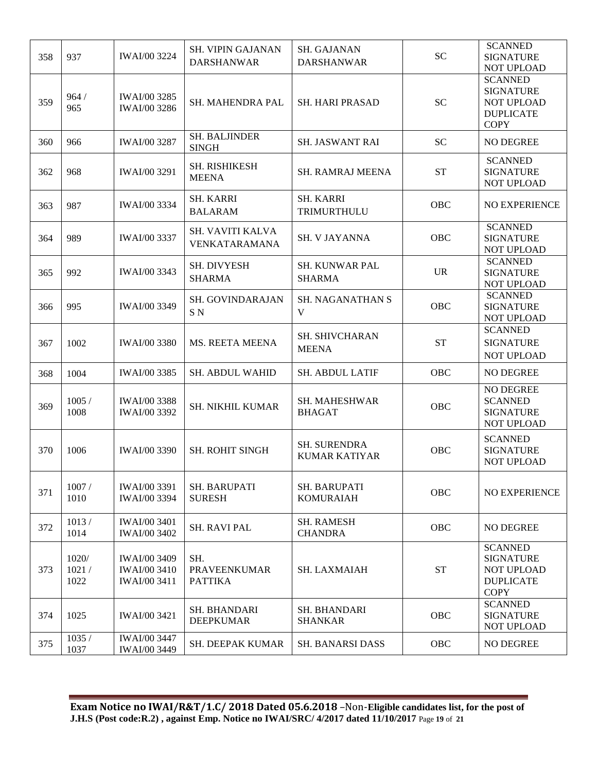| 358 | 937 | IWAI/00 3224 | SH. VIPIN GAJANAN DARSHANWAR | SH. GAJANAN DARSHANWAR | SC | SCANNED SIGNATURE NOT UPLOAD |
|---|---|---|---|---|---|---|
| 359 | 964 / 965 | IWAI/00 3285 IWAI/00 3286 | SH. MAHENDRA PAL | SH. HARI PRASAD | SC | SCANNED SIGNATURE NOT UPLOAD DUPLICATE COPY |
| 360 | 966 | IWAI/00 3287 | SH. BALJINDER SINGH | SH. JASWANT RAI | SC | NO DEGREE |
| 362 | 968 | IWAI/00 3291 | SH. RISHIKESH MEENA | SH. RAMRAJ MEENA | ST | SCANNED SIGNATURE NOT UPLOAD |
| 363 | 987 | IWAI/00 3334 | SH. KARRI BALARAM | SH. KARRI TRIMURTHULU | OBC | NO EXPERIENCE |
| 364 | 989 | IWAI/00 3337 | SH. VAVITI KALVA VENKATARAMANA | SH. V JAYANNA | OBC | SCANNED SIGNATURE NOT UPLOAD |
| 365 | 992 | IWAI/00 3343 | SH. DIVYESH SHARMA | SH. KUNWAR PAL SHARMA | UR | SCANNED SIGNATURE NOT UPLOAD |
| 366 | 995 | IWAI/00 3349 | SH. GOVINDARAJAN S N | SH. NAGANATHAN S V | OBC | SCANNED SIGNATURE NOT UPLOAD |
| 367 | 1002 | IWAI/00 3380 | MS. REETA MEENA | SH. SHIVCHARAN MEENA | ST | SCANNED SIGNATURE NOT UPLOAD |
| 368 | 1004 | IWAI/00 3385 | SH. ABDUL WAHID | SH. ABDUL LATIF | OBC | NO DEGREE |
| 369 | 1005 / 1008 | IWAI/00 3388 IWAI/00 3392 | SH. NIKHIL KUMAR | SH. MAHESHWAR BHAGAT | OBC | NO DEGREE SCANNED SIGNATURE NOT UPLOAD |
| 370 | 1006 | IWAI/00 3390 | SH. ROHIT SINGH | SH. SURENDRA KUMAR KATIYAR | OBC | SCANNED SIGNATURE NOT UPLOAD |
| 371 | 1007 / 1010 | IWAI/00 3391 IWAI/00 3394 | SH. BARUPATI SURESH | SH. BARUPATI KOMURAIAH | OBC | NO EXPERIENCE |
| 372 | 1013 / 1014 | IWAI/00 3401 IWAI/00 3402 | SH. RAVI PAL | SH. RAMESH CHANDRA | OBC | NO DEGREE |
| 373 | 1020/ 1021 / 1022 | IWAI/00 3409 IWAI/00 3410 IWAI/00 3411 | SH. PRAVEENKUMAR PATTIKA | SH. LAXMAIAH | ST | SCANNED SIGNATURE NOT UPLOAD DUPLICATE COPY |
| 374 | 1025 | IWAI/00 3421 | SH. BHANDARI DEEPKUMAR | SH. BHANDARI SHANKAR | OBC | SCANNED SIGNATURE NOT UPLOAD |
| 375 | 1035 / 1037 | IWAI/00 3447 IWAI/00 3449 | SH. DEEPAK KUMAR | SH. BANARSI DASS | OBC | NO DEGREE |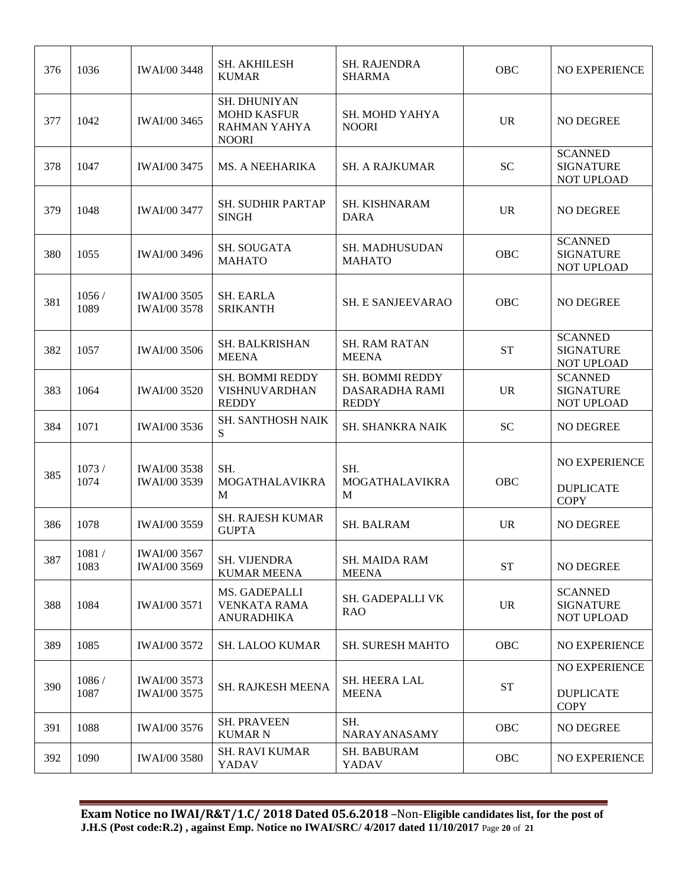| 376 | 1036 | IWAI/00 3448 | SH. AKHILESH KUMAR | SH. RAJENDRA SHARMA | OBC | NO EXPERIENCE |
|---|---|---|---|---|---|---|
| 377 | 1042 | IWAI/00 3465 | SH. DHUNIYAN MOHD KASFUR RAHMAN YAHYA NOORI | SH. MOHD YAHYA NOORI | UR | NO DEGREE |
| 378 | 1047 | IWAI/00 3475 | MS. A NEEHARIKA | SH. A RAJKUMAR | SC | SCANNED SIGNATURE NOT UPLOAD |
| 379 | 1048 | IWAI/00 3477 | SH. SUDHIR PARTAP SINGH | SH. KISHNARAM DARA | UR | NO DEGREE |
| 380 | 1055 | IWAI/00 3496 | SH. SOUGATA MAHATO | SH. MADHUSUDAN MAHATO | OBC | SCANNED SIGNATURE NOT UPLOAD |
| 381 | 1056 / 1089 | IWAI/00 3505 IWAI/00 3578 | SH. EARLA SRIKANTH | SH. E SANJEEVARAO | OBC | NO DEGREE |
| 382 | 1057 | IWAI/00 3506 | SH. BALKRISHAN MEENA | SH. RAM RATAN MEENA | ST | SCANNED SIGNATURE NOT UPLOAD |
| 383 | 1064 | IWAI/00 3520 | SH. BOMMI REDDY VISHNUVARDHAN REDDY | SH. BOMMI REDDY DASARADHA RAMI REDDY | UR | SCANNED SIGNATURE NOT UPLOAD |
| 384 | 1071 | IWAI/00 3536 | SH. SANTHOSH NAIK S | SH. SHANKRA NAIK | SC | NO DEGREE |
| 385 | 1073 / 1074 | IWAI/00 3538 IWAI/00 3539 | SH. MOGATHALAVIKRAM | SH. MOGATHALAVIKRAM | OBC | NO EXPERIENCE DUPLICATE COPY |
| 386 | 1078 | IWAI/00 3559 | SH. RAJESH KUMAR GUPTA | SH. BALRAM | UR | NO DEGREE |
| 387 | 1081 / 1083 | IWAI/00 3567 IWAI/00 3569 | SH. VIJENDRA KUMAR MEENA | SH. MAIDA RAM MEENA | ST | NO DEGREE |
| 388 | 1084 | IWAI/00 3571 | MS. GADEPALLI VENKATA RAMA ANURADHIKA | SH. GADEPALLI VK RAO | UR | SCANNED SIGNATURE NOT UPLOAD |
| 389 | 1085 | IWAI/00 3572 | SH. LALOO KUMAR | SH. SURESH MAHTO | OBC | NO EXPERIENCE |
| 390 | 1086 / 1087 | IWAI/00 3573 IWAI/00 3575 | SH. RAJKESH MEENA | SH. HEERA LAL MEENA | ST | NO EXPERIENCE DUPLICATE COPY |
| 391 | 1088 | IWAI/00 3576 | SH. PRAVEEN KUMAR N | SH. NARAYANASAMY | OBC | NO DEGREE |
| 392 | 1090 | IWAI/00 3580 | SH. RAVI KUMAR YADAV | SH. BABURAM YADAV | OBC | NO EXPERIENCE |

**Exam Notice no IWAI/R&T/1.C/ 2018 Dated 05.6.2018 –Non-Eligible candidates list, for the post of J.H.S (Post code:R.2) , against Emp. Notice no IWAI/SRC/ 4/2017 dated 11/10/2017**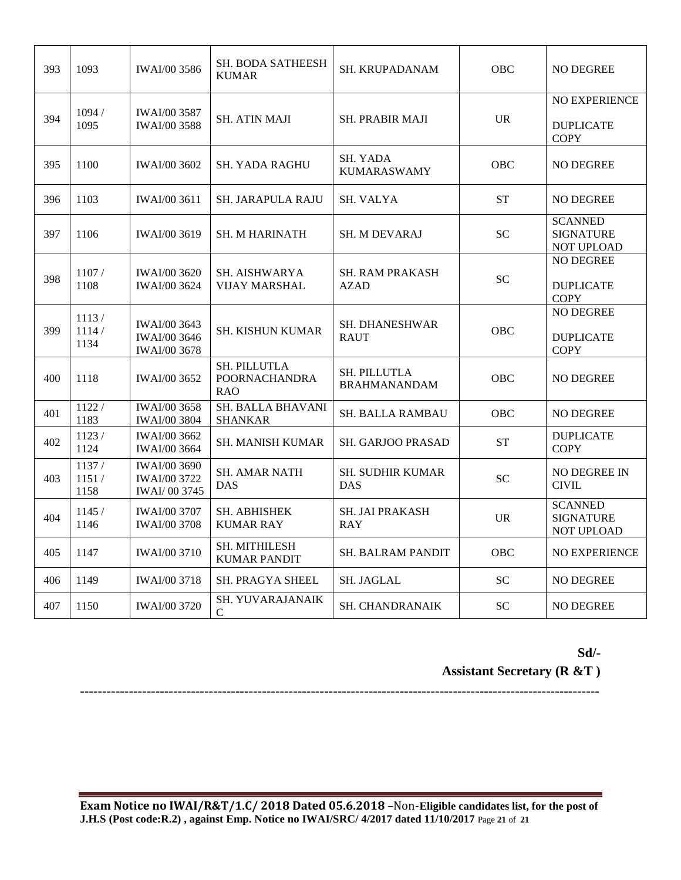| | | | | | | |
|---|---|---|---|---|---|---|
| 393 | 1093 | IWAI/00 3586 | SH. BODA SATHEESH KUMAR | SH. KRUPADANAM | OBC | NO DEGREE |
| 394 | 1094 / 1095 | IWAI/00 3587 IWAI/00 3588 | SH. ATIN MAJI | SH. PRABIR MAJI | UR | NO EXPERIENCE DUPLICATE COPY |
| 395 | 1100 | IWAI/00 3602 | SH. YADA RAGHU | SH. YADA KUMARASWAMY | OBC | NO DEGREE |
| 396 | 1103 | IWAI/00 3611 | SH. JARAPULA RAJU | SH. VALYA | ST | NO DEGREE |
| 397 | 1106 | IWAI/00 3619 | SH. M HARINATH | SH. M DEVARAJ | SC | SCANNED SIGNATURE NOT UPLOAD |
| 398 | 1107 / 1108 | IWAI/00 3620 IWAI/00 3624 | SH. AISHWARYA VIJAY MARSHAL | SH. RAM PRAKASH AZAD | SC | NO DEGREE DUPLICATE COPY |
| 399 | 1113 / 1114 / 1134 | IWAI/00 3643 IWAI/00 3646 IWAI/00 3678 | SH. KISHUN KUMAR | SH. DHANESHWAR RAUT | OBC | NO DEGREE DUPLICATE COPY |
| 400 | 1118 | IWAI/00 3652 | SH. PILLUTLA POORNACHANDRA RAO | SH. PILLUTLA BRAHMANANDAM | OBC | NO DEGREE |
| 401 | 1122 / 1183 | IWAI/00 3658 IWAI/00 3804 | SH. BALLA BHAVANI SHANKAR | SH. BALLA RAMBAU | OBC | NO DEGREE |
| 402 | 1123 / 1124 | IWAI/00 3662 IWAI/00 3664 | SH. MANISH KUMAR | SH. GARJOO PRASAD | ST | DUPLICATE COPY |
| 403 | 1137 / 1151 / 1158 | IWAI/00 3690 IWAI/00 3722 IWAI/ 00 3745 | SH. AMAR NATH DAS | SH. SUDHIR KUMAR DAS | SC | NO DEGREE IN CIVIL |
| 404 | 1145 / 1146 | IWAI/00 3707 IWAI/00 3708 | SH. ABHISHEK KUMAR RAY | SH. JAI PRAKASH RAY | UR | SCANNED SIGNATURE NOT UPLOAD |
| 405 | 1147 | IWAI/00 3710 | SH. MITHILESH KUMAR PANDIT | SH. BALRAM PANDIT | OBC | NO EXPERIENCE |
| 406 | 1149 | IWAI/00 3718 | SH. PRAGYA SHEEL | SH. JAGLAL | SC | NO DEGREE |
| 407 | 1150 | IWAI/00 3720 | SH. YUVARAJANAIK C | SH. CHANDRANAIK | SC | NO DEGREE |

**Sd/-**

**Assistant Secretary (R &T )**

---

**Exam Notice no IWAI/R&T/1.C/ 2018 Dated 05.6.2018 –Non-Eligible candidates list, for the post of J.H.S (Post code:R.2) , against Emp. Notice no IWAI/SRC/ 4/2017 dated 11/10/2017**